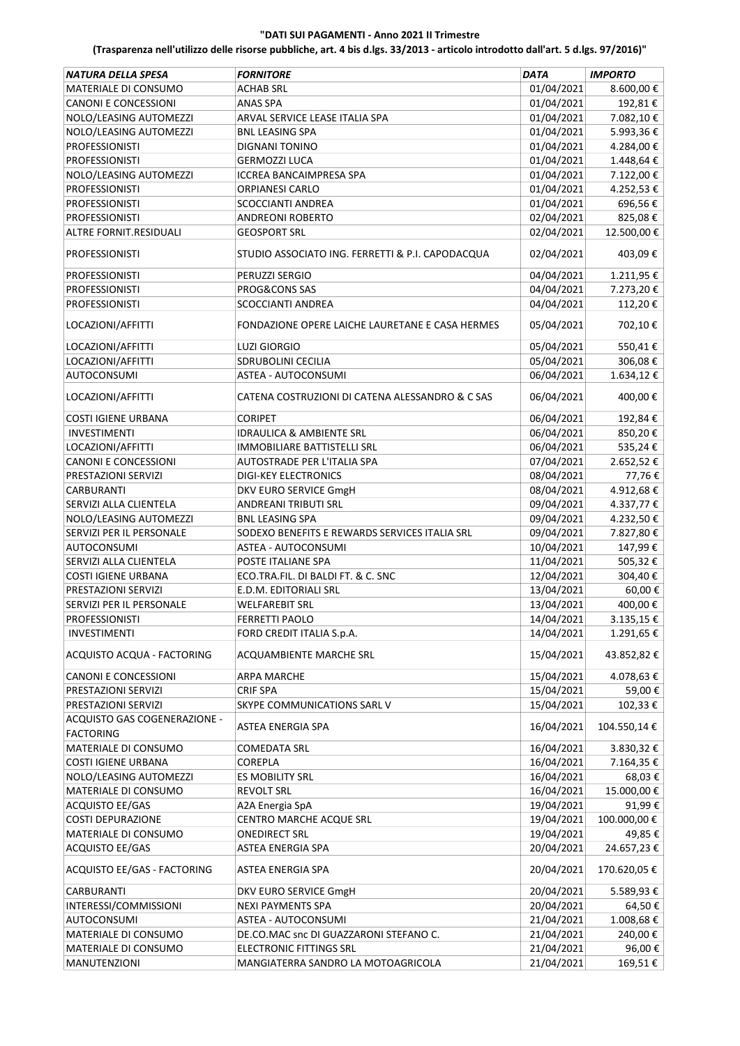**"DATI SUI PAGAMENTI - Anno 2021 II Trimestre**

**(Trasparenza nell'utilizzo delle risorse pubbliche, art. 4 bis d.lgs. 33/2013 - articolo introdotto dall'art. 5 d.lgs. 97/2016)"**

| *NATURA DELLA SPESA* | *FORNITORE* | *DATA* | *IMPORTO* |
|---|---|---|---|
| MATERIALE DI CONSUMO | ACHAB SRL | 01/04/2021 | 8.600,00 € |
| CANONI E CONCESSIONI | ANAS SPA | 01/04/2021 | 192,81 € |
| NOLO/LEASING AUTOMEZZI | ARVAL SERVICE LEASE ITALIA SPA | 01/04/2021 | 7.082,10 € |
| NOLO/LEASING AUTOMEZZI | BNL LEASING SPA | 01/04/2021 | 5.993,36 € |
| PROFESSIONISTI | DIGNANI TONINO | 01/04/2021 | 4.284,00 € |
| PROFESSIONISTI | GERMOZZI LUCA | 01/04/2021 | 1.448,64 € |
| NOLO/LEASING AUTOMEZZI | ICCREA BANCAIMPRESA SPA | 01/04/2021 | 7.122,00 € |
| PROFESSIONISTI | ORPIANESI CARLO | 01/04/2021 | 4.252,53 € |
| PROFESSIONISTI | SCOCCIANTI ANDREA | 01/04/2021 | 696,56 € |
| PROFESSIONISTI | ANDREONI ROBERTO | 02/04/2021 | 825,08 € |
| ALTRE FORNIT.RESIDUALI | GEOSPORT SRL | 02/04/2021 | 12.500,00 € |
| PROFESSIONISTI | STUDIO ASSOCIATO ING. FERRETTI & P.I. CAPODACQUA | 02/04/2021 | 403,09 € |
| PROFESSIONISTI | PERUZZI SERGIO | 04/04/2021 | 1.211,95 € |
| PROFESSIONISTI | PROG&CONS SAS | 04/04/2021 | 7.273,20 € |
| PROFESSIONISTI | SCOCCIANTI ANDREA | 04/04/2021 | 112,20 € |
| LOCAZIONI/AFFITTI | FONDAZIONE OPERE LAICHE LAURETANE E CASA HERMES | 05/04/2021 | 702,10 € |
| LOCAZIONI/AFFITTI | LUZI GIORGIO | 05/04/2021 | 550,41 € |
| LOCAZIONI/AFFITTI | SDRUBOLINI CECILIA | 05/04/2021 | 306,08 € |
| AUTOCONSUMI | ASTEA - AUTOCONSUMI | 06/04/2021 | 1.634,12 € |
| LOCAZIONI/AFFITTI | CATENA COSTRUZIONI DI CATENA ALESSANDRO & C SAS | 06/04/2021 | 400,00 € |
| COSTI IGIENE URBANA | CORIPET | 06/04/2021 | 192,84 € |
| INVESTIMENTI | IDRAULICA & AMBIENTE SRL | 06/04/2021 | 850,20 € |
| LOCAZIONI/AFFITTI | IMMOBILIARE BATTISTELLI SRL | 06/04/2021 | 535,24 € |
| CANONI E CONCESSIONI | AUTOSTRADE PER L'ITALIA SPA | 07/04/2021 | 2.652,52 € |
| PRESTAZIONI SERVIZI | DIGI-KEY ELECTRONICS | 08/04/2021 | 77,76 € |
| CARBURANTI | DKV EURO SERVICE GmgH | 08/04/2021 | 4.912,68 € |
| SERVIZI ALLA CLIENTELA | ANDREANI TRIBUTI SRL | 09/04/2021 | 4.337,77 € |
| NOLO/LEASING AUTOMEZZI | BNL LEASING SPA | 09/04/2021 | 4.232,50 € |
| SERVIZI PER IL PERSONALE | SODEXO BENEFITS E REWARDS SERVICES ITALIA SRL | 09/04/2021 | 7.827,80 € |
| AUTOCONSUMI | ASTEA - AUTOCONSUMI | 10/04/2021 | 147,99 € |
| SERVIZI ALLA CLIENTELA | POSTE ITALIANE SPA | 11/04/2021 | 505,32 € |
| COSTI IGIENE URBANA | ECO.TRA.FIL. DI BALDI FT. & C. SNC | 12/04/2021 | 304,40 € |
| PRESTAZIONI SERVIZI | E.D.M. EDITORIALI SRL | 13/04/2021 | 60,00 € |
| SERVIZI PER IL PERSONALE | WELFAREBIT SRL | 13/04/2021 | 400,00 € |
| PROFESSIONISTI | FERRETTI PAOLO | 14/04/2021 | 3.135,15 € |
| INVESTIMENTI | FORD CREDIT ITALIA S.p.A. | 14/04/2021 | 1.291,65 € |
| ACQUISTO ACQUA - FACTORING | ACQUAMBIENTE MARCHE SRL | 15/04/2021 | 43.852,82 € |
| CANONI E CONCESSIONI | ARPA MARCHE | 15/04/2021 | 4.078,63 € |
| PRESTAZIONI SERVIZI | CRIF SPA | 15/04/2021 | 59,00 € |
| PRESTAZIONI SERVIZI | SKYPE COMMUNICATIONS SARL V | 15/04/2021 | 102,33 € |
| ACQUISTO GAS COGENERAZIONE - FACTORING | ASTEA ENERGIA SPA | 16/04/2021 | 104.550,14 € |
| MATERIALE DI CONSUMO | COMEDATA SRL | 16/04/2021 | 3.830,32 € |
| COSTI IGIENE URBANA | COREPLA | 16/04/2021 | 7.164,35 € |
| NOLO/LEASING AUTOMEZZI | ES MOBILITY SRL | 16/04/2021 | 68,03 € |
| MATERIALE DI CONSUMO | REVOLT SRL | 16/04/2021 | 15.000,00 € |
| ACQUISTO EE/GAS | A2A Energia SpA | 19/04/2021 | 91,99 € |
| COSTI DEPURAZIONE | CENTRO MARCHE ACQUE SRL | 19/04/2021 | 100.000,00 € |
| MATERIALE DI CONSUMO | ONEDIRECT SRL | 19/04/2021 | 49,85 € |
| ACQUISTO EE/GAS | ASTEA ENERGIA SPA | 20/04/2021 | 24.657,23 € |
| ACQUISTO EE/GAS - FACTORING | ASTEA ENERGIA SPA | 20/04/2021 | 170.620,05 € |
| CARBURANTI | DKV EURO SERVICE GmgH | 20/04/2021 | 5.589,93 € |
| INTERESSI/COMMISSIONI | NEXI PAYMENTS SPA | 20/04/2021 | 64,50 € |
| AUTOCONSUMI | ASTEA - AUTOCONSUMI | 21/04/2021 | 1.008,68 € |
| MATERIALE DI CONSUMO | DE.CO.MAC snc DI GUAZZARONI STEFANO C. | 21/04/2021 | 240,00 € |
| MATERIALE DI CONSUMO | ELECTRONIC FITTINGS SRL | 21/04/2021 | 96,00 € |
| MANUTENZIONI | MANGIATERRA SANDRO LA MOTOAGRICOLA | 21/04/2021 | 169,51 € |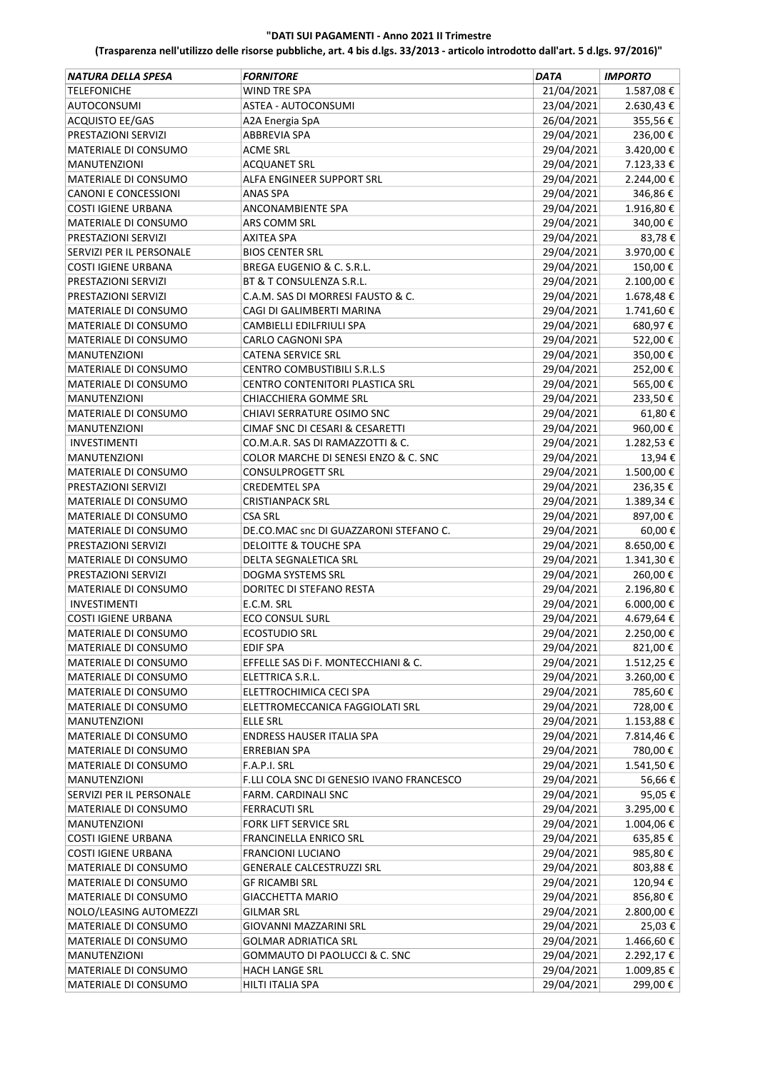**"DATI SUI PAGAMENTI - Anno 2021 II Trimestre**

**(Trasparenza nell'utilizzo delle risorse pubbliche, art. 4 bis d.lgs. 33/2013 - articolo introdotto dall'art. 5 d.lgs. 97/2016)"**

| *NATURA DELLA SPESA* | *FORNITORE* | *DATA* | *IMPORTO* |
|---|---|---|---|
| TELEFONICHE | WIND TRE SPA | 21/04/2021 | 1.587,08 € |
| AUTOCONSUMI | ASTEA - AUTOCONSUMI | 23/04/2021 | 2.630,43 € |
| ACQUISTO EE/GAS | A2A Energia SpA | 26/04/2021 | 355,56 € |
| PRESTAZIONI SERVIZI | ABBREVIA SPA | 29/04/2021 | 236,00 € |
| MATERIALE DI CONSUMO | ACME SRL | 29/04/2021 | 3.420,00 € |
| MANUTENZIONI | ACQUANET SRL | 29/04/2021 | 7.123,33 € |
| MATERIALE DI CONSUMO | ALFA ENGINEER SUPPORT SRL | 29/04/2021 | 2.244,00 € |
| CANONI E CONCESSIONI | ANAS SPA | 29/04/2021 | 346,86 € |
| COSTI IGIENE URBANA | ANCONAMBIENTE SPA | 29/04/2021 | 1.916,80 € |
| MATERIALE DI CONSUMO | ARS COMM SRL | 29/04/2021 | 340,00 € |
| PRESTAZIONI SERVIZI | AXITEA SPA | 29/04/2021 | 83,78 € |
| SERVIZI PER IL PERSONALE | BIOS CENTER SRL | 29/04/2021 | 3.970,00 € |
| COSTI IGIENE URBANA | BREGA EUGENIO & C. S.R.L. | 29/04/2021 | 150,00 € |
| PRESTAZIONI SERVIZI | BT & T CONSULENZA S.R.L. | 29/04/2021 | 2.100,00 € |
| PRESTAZIONI SERVIZI | C.A.M. SAS DI MORRESI FAUSTO & C. | 29/04/2021 | 1.678,48 € |
| MATERIALE DI CONSUMO | CAGI DI GALIMBERTI MARINA | 29/04/2021 | 1.741,60 € |
| MATERIALE DI CONSUMO | CAMBIELLI EDILFRIULI SPA | 29/04/2021 | 680,97 € |
| MATERIALE DI CONSUMO | CARLO CAGNONI SPA | 29/04/2021 | 522,00 € |
| MANUTENZIONI | CATENA SERVICE SRL | 29/04/2021 | 350,00 € |
| MATERIALE DI CONSUMO | CENTRO COMBUSTIBILI S.R.L.S | 29/04/2021 | 252,00 € |
| MATERIALE DI CONSUMO | CENTRO CONTENITORI PLASTICA SRL | 29/04/2021 | 565,00 € |
| MANUTENZIONI | CHIACCHIERA GOMME SRL | 29/04/2021 | 233,50 € |
| MATERIALE DI CONSUMO | CHIAVI SERRATURE OSIMO SNC | 29/04/2021 | 61,80 € |
| MANUTENZIONI | CIMAF SNC DI CESARI & CESARETTI | 29/04/2021 | 960,00 € |
| INVESTIMENTI | CO.M.A.R. SAS DI RAMAZZOTTI & C. | 29/04/2021 | 1.282,53 € |
| MANUTENZIONI | COLOR MARCHE DI SENESI ENZO & C. SNC | 29/04/2021 | 13,94 € |
| MATERIALE DI CONSUMO | CONSULPROGETT SRL | 29/04/2021 | 1.500,00 € |
| PRESTAZIONI SERVIZI | CREDEMTEL SPA | 29/04/2021 | 236,35 € |
| MATERIALE DI CONSUMO | CRISTIANPACK SRL | 29/04/2021 | 1.389,34 € |
| MATERIALE DI CONSUMO | CSA SRL | 29/04/2021 | 897,00 € |
| MATERIALE DI CONSUMO | DE.CO.MAC snc DI GUAZZARONI STEFANO C. | 29/04/2021 | 60,00 € |
| PRESTAZIONI SERVIZI | DELOITTE & TOUCHE SPA | 29/04/2021 | 8.650,00 € |
| MATERIALE DI CONSUMO | DELTA SEGNALETICA SRL | 29/04/2021 | 1.341,30 € |
| PRESTAZIONI SERVIZI | DOGMA SYSTEMS SRL | 29/04/2021 | 260,00 € |
| MATERIALE DI CONSUMO | DORITEC DI STEFANO RESTA | 29/04/2021 | 2.196,80 € |
| INVESTIMENTI | E.C.M. SRL | 29/04/2021 | 6.000,00 € |
| COSTI IGIENE URBANA | ECO CONSUL SURL | 29/04/2021 | 4.679,64 € |
| MATERIALE DI CONSUMO | ECOSTUDIO SRL | 29/04/2021 | 2.250,00 € |
| MATERIALE DI CONSUMO | EDIF SPA | 29/04/2021 | 821,00 € |
| MATERIALE DI CONSUMO | EFFELLE SAS Di F. MONTECCHIANI & C. | 29/04/2021 | 1.512,25 € |
| MATERIALE DI CONSUMO | ELETTRICA S.R.L. | 29/04/2021 | 3.260,00 € |
| MATERIALE DI CONSUMO | ELETTROCHIMICA CECI SPA | 29/04/2021 | 785,60 € |
| MATERIALE DI CONSUMO | ELETTROMECCANICA FAGGIOLATI SRL | 29/04/2021 | 728,00 € |
| MANUTENZIONI | ELLE SRL | 29/04/2021 | 1.153,88 € |
| MATERIALE DI CONSUMO | ENDRESS HAUSER ITALIA SPA | 29/04/2021 | 7.814,46 € |
| MATERIALE DI CONSUMO | ERREBIAN SPA | 29/04/2021 | 780,00 € |
| MATERIALE DI CONSUMO | F.A.P.I. SRL | 29/04/2021 | 1.541,50 € |
| MANUTENZIONI | F.LLI COLA SNC DI GENESIO IVANO FRANCESCO | 29/04/2021 | 56,66 € |
| SERVIZI PER IL PERSONALE | FARM. CARDINALI SNC | 29/04/2021 | 95,05 € |
| MATERIALE DI CONSUMO | FERRACUTI SRL | 29/04/2021 | 3.295,00 € |
| MANUTENZIONI | FORK LIFT SERVICE SRL | 29/04/2021 | 1.004,06 € |
| COSTI IGIENE URBANA | FRANCINELLA ENRICO SRL | 29/04/2021 | 635,85 € |
| COSTI IGIENE URBANA | FRANCIONI LUCIANO | 29/04/2021 | 985,80 € |
| MATERIALE DI CONSUMO | GENERALE CALCESTRUZZI SRL | 29/04/2021 | 803,88 € |
| MATERIALE DI CONSUMO | GF RICAMBI SRL | 29/04/2021 | 120,94 € |
| MATERIALE DI CONSUMO | GIACCHETTA MARIO | 29/04/2021 | 856,80 € |
| NOLO/LEASING AUTOMEZZI | GILMAR SRL | 29/04/2021 | 2.800,00 € |
| MATERIALE DI CONSUMO | GIOVANNI MAZZARINI SRL | 29/04/2021 | 25,03 € |
| MATERIALE DI CONSUMO | GOLMAR ADRIATICA SRL | 29/04/2021 | 1.466,60 € |
| MANUTENZIONI | GOMMAUTO DI PAOLUCCI & C. SNC | 29/04/2021 | 2.292,17 € |
| MATERIALE DI CONSUMO | HACH LANGE SRL | 29/04/2021 | 1.009,85 € |
| MATERIALE DI CONSUMO | HILTI ITALIA SPA | 29/04/2021 | 299,00 € |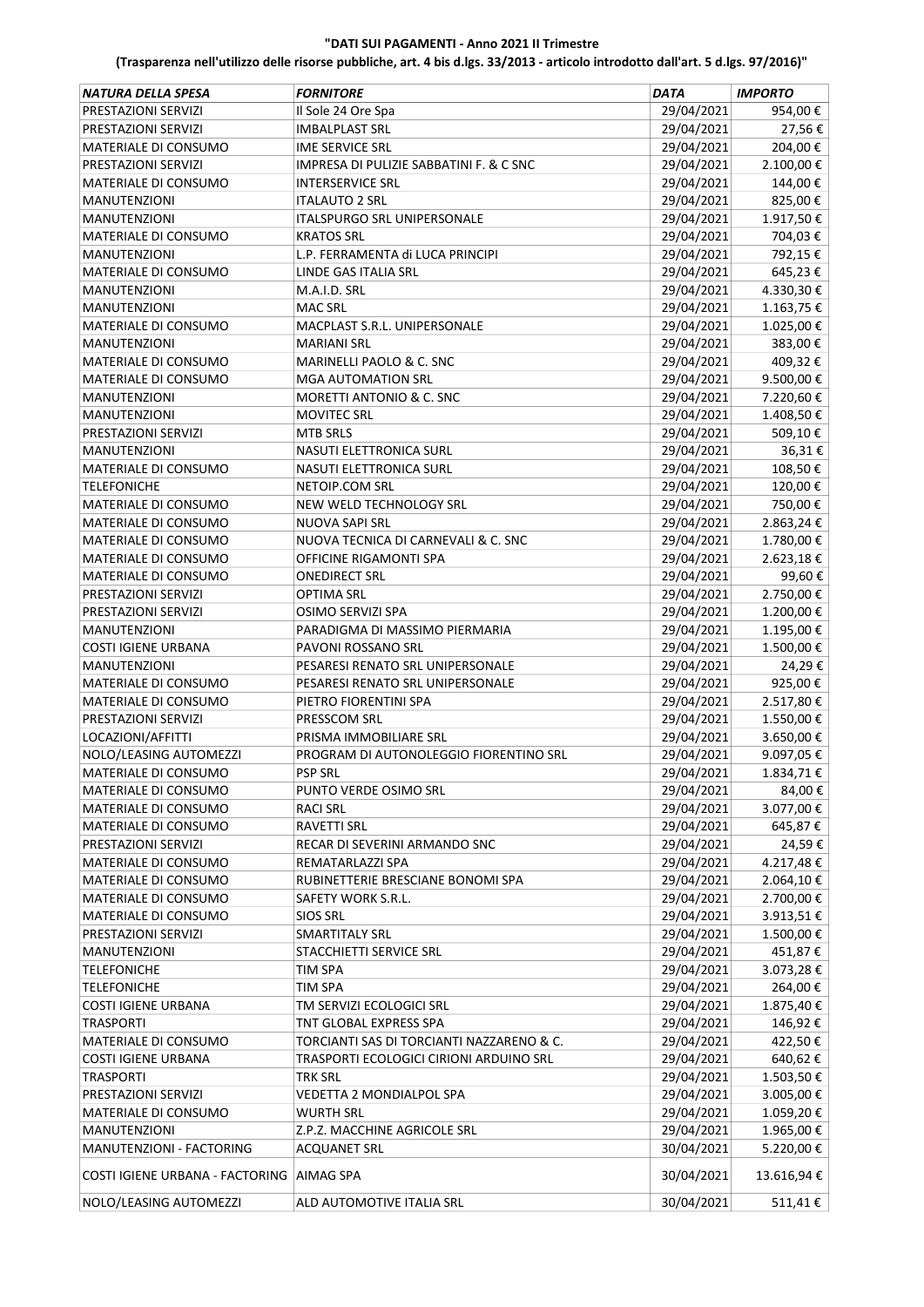**"DATI SUI PAGAMENTI - Anno 2021 II Trimestre**

**(Trasparenza nell'utilizzo delle risorse pubbliche, art. 4 bis d.lgs. 33/2013 - articolo introdotto dall'art. 5 d.lgs. 97/2016)"**

| *NATURA DELLA SPESA* | *FORNITORE* | *DATA* | *IMPORTO* |
|---|---|---|---|
| PRESTAZIONI SERVIZI | Il Sole 24 Ore Spa | 29/04/2021 | 954,00 € |
| PRESTAZIONI SERVIZI | IMBALPLAST SRL | 29/04/2021 | 27,56 € |
| MATERIALE DI CONSUMO | IME SERVICE SRL | 29/04/2021 | 204,00 € |
| PRESTAZIONI SERVIZI | IMPRESA DI PULIZIE SABBATINI F. & C SNC | 29/04/2021 | 2.100,00 € |
| MATERIALE DI CONSUMO | INTERSERVICE SRL | 29/04/2021 | 144,00 € |
| MANUTENZIONI | ITALAUTO 2 SRL | 29/04/2021 | 825,00 € |
| MANUTENZIONI | ITALSPURGO SRL UNIPERSONALE | 29/04/2021 | 1.917,50 € |
| MATERIALE DI CONSUMO | KRATOS SRL | 29/04/2021 | 704,03 € |
| MANUTENZIONI | L.P. FERRAMENTA di LUCA PRINCIPI | 29/04/2021 | 792,15 € |
| MATERIALE DI CONSUMO | LINDE GAS ITALIA SRL | 29/04/2021 | 645,23 € |
| MANUTENZIONI | M.A.I.D. SRL | 29/04/2021 | 4.330,30 € |
| MANUTENZIONI | MAC SRL | 29/04/2021 | 1.163,75 € |
| MATERIALE DI CONSUMO | MACPLAST S.R.L. UNIPERSONALE | 29/04/2021 | 1.025,00 € |
| MANUTENZIONI | MARIANI SRL | 29/04/2021 | 383,00 € |
| MATERIALE DI CONSUMO | MARINELLI PAOLO & C. SNC | 29/04/2021 | 409,32 € |
| MATERIALE DI CONSUMO | MGA AUTOMATION SRL | 29/04/2021 | 9.500,00 € |
| MANUTENZIONI | MORETTI ANTONIO & C. SNC | 29/04/2021 | 7.220,60 € |
| MANUTENZIONI | MOVITEC SRL | 29/04/2021 | 1.408,50 € |
| PRESTAZIONI SERVIZI | MTB SRLS | 29/04/2021 | 509,10 € |
| MANUTENZIONI | NASUTI ELETTRONICA SURL | 29/04/2021 | 36,31 € |
| MATERIALE DI CONSUMO | NASUTI ELETTRONICA SURL | 29/04/2021 | 108,50 € |
| TELEFONICHE | NETOIP.COM SRL | 29/04/2021 | 120,00 € |
| MATERIALE DI CONSUMO | NEW WELD TECHNOLOGY SRL | 29/04/2021 | 750,00 € |
| MATERIALE DI CONSUMO | NUOVA SAPI SRL | 29/04/2021 | 2.863,24 € |
| MATERIALE DI CONSUMO | NUOVA TECNICA DI CARNEVALI & C. SNC | 29/04/2021 | 1.780,00 € |
| MATERIALE DI CONSUMO | OFFICINE RIGAMONTI SPA | 29/04/2021 | 2.623,18 € |
| MATERIALE DI CONSUMO | ONEDIRECT SRL | 29/04/2021 | 99,60 € |
| PRESTAZIONI SERVIZI | OPTIMA SRL | 29/04/2021 | 2.750,00 € |
| PRESTAZIONI SERVIZI | OSIMO SERVIZI SPA | 29/04/2021 | 1.200,00 € |
| MANUTENZIONI | PARADIGMA DI MASSIMO PIERMARIA | 29/04/2021 | 1.195,00 € |
| COSTI IGIENE URBANA | PAVONI ROSSANO SRL | 29/04/2021 | 1.500,00 € |
| MANUTENZIONI | PESARESI RENATO SRL UNIPERSONALE | 29/04/2021 | 24,29 € |
| MATERIALE DI CONSUMO | PESARESI RENATO SRL UNIPERSONALE | 29/04/2021 | 925,00 € |
| MATERIALE DI CONSUMO | PIETRO FIORENTINI SPA | 29/04/2021 | 2.517,80 € |
| PRESTAZIONI SERVIZI | PRESSCOM SRL | 29/04/2021 | 1.550,00 € |
| LOCAZIONI/AFFITTI | PRISMA IMMOBILIARE SRL | 29/04/2021 | 3.650,00 € |
| NOLO/LEASING AUTOMEZZI | PROGRAM DI AUTONOLEGGIO FIORENTINO SRL | 29/04/2021 | 9.097,05 € |
| MATERIALE DI CONSUMO | PSP SRL | 29/04/2021 | 1.834,71 € |
| MATERIALE DI CONSUMO | PUNTO VERDE OSIMO SRL | 29/04/2021 | 84,00 € |
| MATERIALE DI CONSUMO | RACI SRL | 29/04/2021 | 3.077,00 € |
| MATERIALE DI CONSUMO | RAVETTI SRL | 29/04/2021 | 645,87 € |
| PRESTAZIONI SERVIZI | RECAR DI SEVERINI ARMANDO SNC | 29/04/2021 | 24,59 € |
| MATERIALE DI CONSUMO | REMATARLAZZI SPA | 29/04/2021 | 4.217,48 € |
| MATERIALE DI CONSUMO | RUBINETTERIE BRESCIANE BONOMI SPA | 29/04/2021 | 2.064,10 € |
| MATERIALE DI CONSUMO | SAFETY WORK S.R.L. | 29/04/2021 | 2.700,00 € |
| MATERIALE DI CONSUMO | SIOS SRL | 29/04/2021 | 3.913,51 € |
| PRESTAZIONI SERVIZI | SMARTITALY SRL | 29/04/2021 | 1.500,00 € |
| MANUTENZIONI | STACCHIETTI SERVICE SRL | 29/04/2021 | 451,87 € |
| TELEFONICHE | TIM SPA | 29/04/2021 | 3.073,28 € |
| TELEFONICHE | TIM SPA | 29/04/2021 | 264,00 € |
| COSTI IGIENE URBANA | TM SERVIZI ECOLOGICI SRL | 29/04/2021 | 1.875,40 € |
| TRASPORTI | TNT GLOBAL EXPRESS SPA | 29/04/2021 | 146,92 € |
| MATERIALE DI CONSUMO | TORCIANTI SAS DI TORCIANTI NAZZARENO & C. | 29/04/2021 | 422,50 € |
| COSTI IGIENE URBANA | TRASPORTI ECOLOGICI CIRIONI ARDUINO SRL | 29/04/2021 | 640,62 € |
| TRASPORTI | TRK SRL | 29/04/2021 | 1.503,50 € |
| PRESTAZIONI SERVIZI | VEDETTA 2 MONDIALPOL SPA | 29/04/2021 | 3.005,00 € |
| MATERIALE DI CONSUMO | WURTH SRL | 29/04/2021 | 1.059,20 € |
| MANUTENZIONI | Z.P.Z. MACCHINE AGRICOLE SRL | 29/04/2021 | 1.965,00 € |
| MANUTENZIONI - FACTORING | ACQUANET SRL | 30/04/2021 | 5.220,00 € |
| COSTI IGIENE URBANA - FACTORING | AIMAG SPA | 30/04/2021 | 13.616,94 € |
| NOLO/LEASING AUTOMEZZI | ALD AUTOMOTIVE ITALIA SRL | 30/04/2021 | 511,41 € |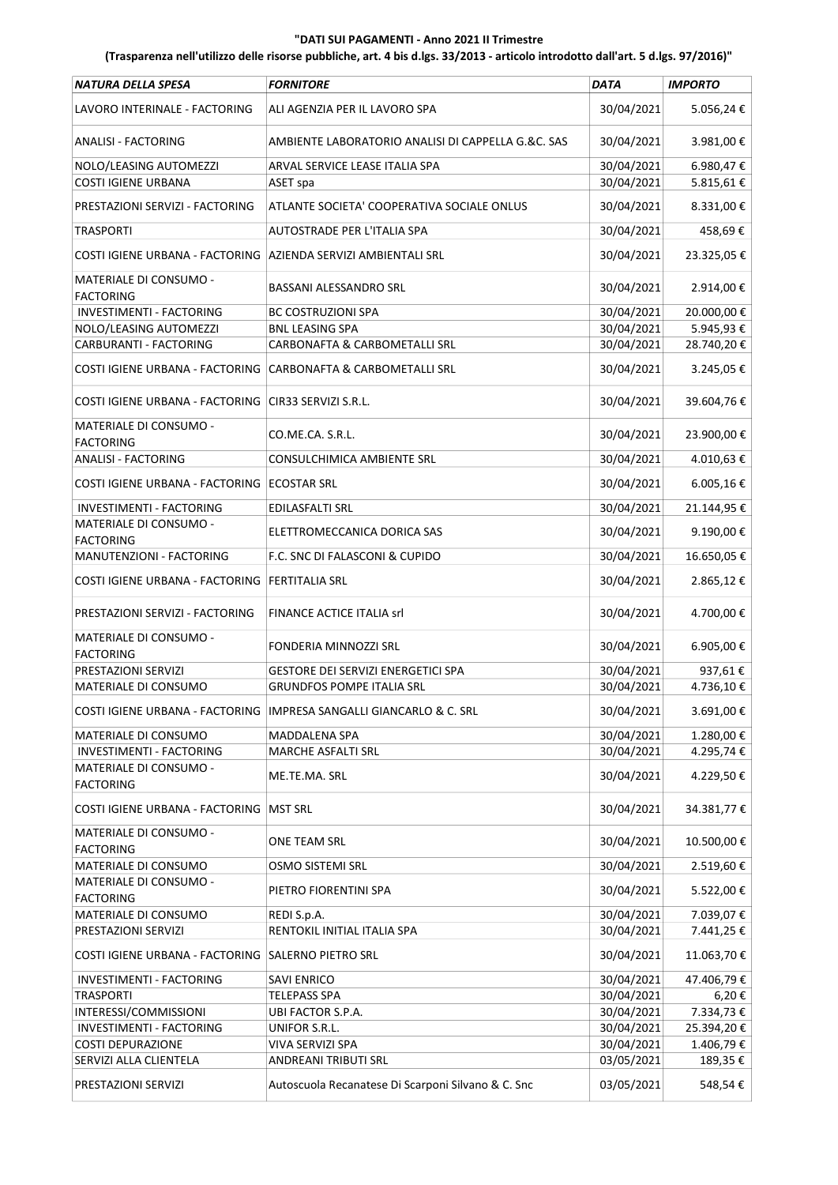**"DATI SUI PAGAMENTI - Anno 2021 II Trimestre**

**(Trasparenza nell'utilizzo delle risorse pubbliche, art. 4 bis d.lgs. 33/2013 - articolo introdotto dall'art. 5 d.lgs. 97/2016)"**

| *NATURA DELLA SPESA* | *FORNITORE* | *DATA* | *IMPORTO* |
|---|---|---|---|
| LAVORO INTERINALE - FACTORING | ALI AGENZIA PER IL LAVORO SPA | 30/04/2021 | 5.056,24 € |
| ANALISI - FACTORING | AMBIENTE LABORATORIO ANALISI DI CAPPELLA G.&C. SAS | 30/04/2021 | 3.981,00 € |
| NOLO/LEASING AUTOMEZZI | ARVAL SERVICE LEASE ITALIA SPA | 30/04/2021 | 6.980,47 € |
| COSTI IGIENE URBANA | ASET spa | 30/04/2021 | 5.815,61 € |
| PRESTAZIONI SERVIZI - FACTORING | ATLANTE SOCIETA' COOPERATIVA SOCIALE ONLUS | 30/04/2021 | 8.331,00 € |
| TRASPORTI | AUTOSTRADE PER L'ITALIA SPA | 30/04/2021 | 458,69 € |
| COSTI IGIENE URBANA - FACTORING | AZIENDA SERVIZI AMBIENTALI SRL | 30/04/2021 | 23.325,05 € |
| MATERIALE DI CONSUMO - FACTORING | BASSANI ALESSANDRO SRL | 30/04/2021 | 2.914,00 € |
| INVESTIMENTI - FACTORING | BC COSTRUZIONI SPA | 30/04/2021 | 20.000,00 € |
| NOLO/LEASING AUTOMEZZI | BNL LEASING SPA | 30/04/2021 | 5.945,93 € |
| CARBURANTI - FACTORING | CARBONAFTA & CARBOMETALLI SRL | 30/04/2021 | 28.740,20 € |
| COSTI IGIENE URBANA - FACTORING | CARBONAFTA & CARBOMETALLI SRL | 30/04/2021 | 3.245,05 € |
| COSTI IGIENE URBANA - FACTORING | CIR33 SERVIZI S.R.L. | 30/04/2021 | 39.604,76 € |
| MATERIALE DI CONSUMO - FACTORING | CO.ME.CA. S.R.L. | 30/04/2021 | 23.900,00 € |
| ANALISI - FACTORING | CONSULCHIMICA AMBIENTE SRL | 30/04/2021 | 4.010,63 € |
| COSTI IGIENE URBANA - FACTORING | ECOSTAR SRL | 30/04/2021 | 6.005,16 € |
| INVESTIMENTI - FACTORING | EDILASFALTI SRL | 30/04/2021 | 21.144,95 € |
| MATERIALE DI CONSUMO - FACTORING | ELETTROMECCANICA DORICA SAS | 30/04/2021 | 9.190,00 € |
| MANUTENZIONI - FACTORING | F.C. SNC DI FALASCONI & CUPIDO | 30/04/2021 | 16.650,05 € |
| COSTI IGIENE URBANA - FACTORING | FERTITALIA SRL | 30/04/2021 | 2.865,12 € |
| PRESTAZIONI SERVIZI - FACTORING | FINANCE ACTICE ITALIA srl | 30/04/2021 | 4.700,00 € |
| MATERIALE DI CONSUMO - FACTORING | FONDERIA MINNOZZI SRL | 30/04/2021 | 6.905,00 € |
| PRESTAZIONI SERVIZI | GESTORE DEI SERVIZI ENERGETICI SPA | 30/04/2021 | 937,61 € |
| MATERIALE DI CONSUMO | GRUNDFOS POMPE ITALIA SRL | 30/04/2021 | 4.736,10 € |
| COSTI IGIENE URBANA - FACTORING | IMPRESA SANGALLI GIANCARLO & C. SRL | 30/04/2021 | 3.691,00 € |
| MATERIALE DI CONSUMO | MADDALENA SPA | 30/04/2021 | 1.280,00 € |
| INVESTIMENTI - FACTORING | MARCHE ASFALTI SRL | 30/04/2021 | 4.295,74 € |
| MATERIALE DI CONSUMO - FACTORING | ME.TE.MA. SRL | 30/04/2021 | 4.229,50 € |
| COSTI IGIENE URBANA - FACTORING | MST SRL | 30/04/2021 | 34.381,77 € |
| MATERIALE DI CONSUMO - FACTORING | ONE TEAM SRL | 30/04/2021 | 10.500,00 € |
| MATERIALE DI CONSUMO | OSMO SISTEMI SRL | 30/04/2021 | 2.519,60 € |
| MATERIALE DI CONSUMO - FACTORING | PIETRO FIORENTINI SPA | 30/04/2021 | 5.522,00 € |
| MATERIALE DI CONSUMO | REDI S.p.A. | 30/04/2021 | 7.039,07 € |
| PRESTAZIONI SERVIZI | RENTOKIL INITIAL ITALIA SPA | 30/04/2021 | 7.441,25 € |
| COSTI IGIENE URBANA - FACTORING | SALERNO PIETRO SRL | 30/04/2021 | 11.063,70 € |
| INVESTIMENTI - FACTORING | SAVI ENRICO | 30/04/2021 | 47.406,79 € |
| TRASPORTI | TELEPASS SPA | 30/04/2021 | 6,20 € |
| INTERESSI/COMMISSIONI | UBI FACTOR S.P.A. | 30/04/2021 | 7.334,73 € |
| INVESTIMENTI - FACTORING | UNIFOR S.R.L. | 30/04/2021 | 25.394,20 € |
| COSTI DEPURAZIONE | VIVA SERVIZI SPA | 30/04/2021 | 1.406,79 € |
| SERVIZI ALLA CLIENTELA | ANDREANI TRIBUTI SRL | 03/05/2021 | 189,35 € |
| PRESTAZIONI SERVIZI | Autoscuola Recanatese Di Scarponi Silvano & C. Snc | 03/05/2021 | 548,54 € |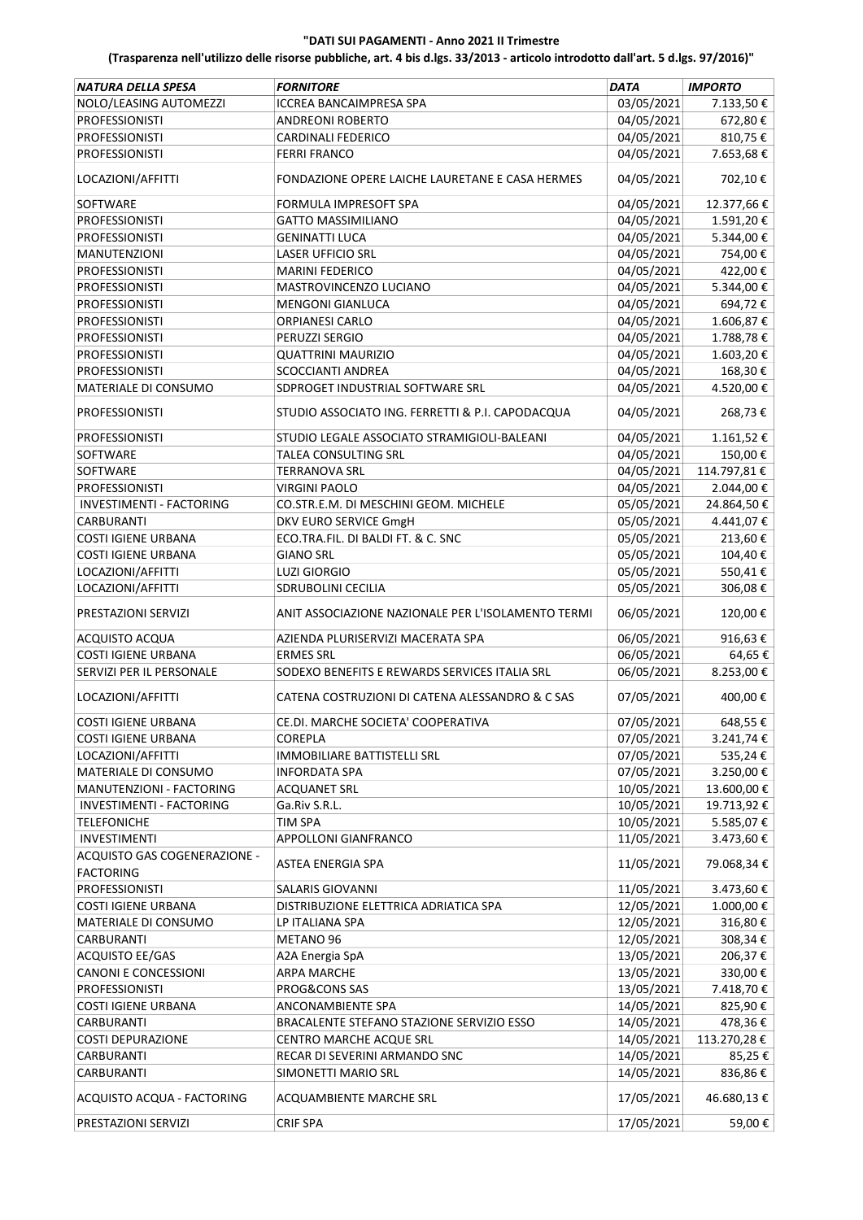**"DATI SUI PAGAMENTI - Anno 2021 II Trimestre**

**(Trasparenza nell'utilizzo delle risorse pubbliche, art. 4 bis d.lgs. 33/2013 - articolo introdotto dall'art. 5 d.lgs. 97/2016)"**

| *NATURA DELLA SPESA* | *FORNITORE* | *DATA* | *IMPORTO* |
|---|---|---|---|
| NOLO/LEASING AUTOMEZZI | ICCREA BANCAIMPRESA SPA | 03/05/2021 | 7.133,50 € |
| PROFESSIONISTI | ANDREONI ROBERTO | 04/05/2021 | 672,80 € |
| PROFESSIONISTI | CARDINALI FEDERICO | 04/05/2021 | 810,75 € |
| PROFESSIONISTI | FERRI FRANCO | 04/05/2021 | 7.653,68 € |
| LOCAZIONI/AFFITTI | FONDAZIONE OPERE LAICHE LAURETANE E CASA HERMES | 04/05/2021 | 702,10 € |
| SOFTWARE | FORMULA IMPRESOFT SPA | 04/05/2021 | 12.377,66 € |
| PROFESSIONISTI | GATTO MASSIMILIANO | 04/05/2021 | 1.591,20 € |
| PROFESSIONISTI | GENINATTI LUCA | 04/05/2021 | 5.344,00 € |
| MANUTENZIONI | LASER UFFICIO SRL | 04/05/2021 | 754,00 € |
| PROFESSIONISTI | MARINI FEDERICO | 04/05/2021 | 422,00 € |
| PROFESSIONISTI | MASTROVINCENZO LUCIANO | 04/05/2021 | 5.344,00 € |
| PROFESSIONISTI | MENGONI GIANLUCA | 04/05/2021 | 694,72 € |
| PROFESSIONISTI | ORPIANESI CARLO | 04/05/2021 | 1.606,87 € |
| PROFESSIONISTI | PERUZZI SERGIO | 04/05/2021 | 1.788,78 € |
| PROFESSIONISTI | QUATTRINI MAURIZIO | 04/05/2021 | 1.603,20 € |
| PROFESSIONISTI | SCOCCIANTI ANDREA | 04/05/2021 | 168,30 € |
| MATERIALE DI CONSUMO | SDPROGET INDUSTRIAL SOFTWARE SRL | 04/05/2021 | 4.520,00 € |
| PROFESSIONISTI | STUDIO ASSOCIATO ING. FERRETTI & P.I. CAPODACQUA | 04/05/2021 | 268,73 € |
| PROFESSIONISTI | STUDIO LEGALE ASSOCIATO STRAMIGIOLI-BALEANI | 04/05/2021 | 1.161,52 € |
| SOFTWARE | TALEA CONSULTING SRL | 04/05/2021 | 150,00 € |
| SOFTWARE | TERRANOVA SRL | 04/05/2021 | 114.797,81 € |
| PROFESSIONISTI | VIRGINI PAOLO | 04/05/2021 | 2.044,00 € |
| INVESTIMENTI - FACTORING | CO.STR.E.M. DI MESCHINI GEOM. MICHELE | 05/05/2021 | 24.864,50 € |
| CARBURANTI | DKV EURO SERVICE GmgH | 05/05/2021 | 4.441,07 € |
| COSTI IGIENE URBANA | ECO.TRA.FIL. DI BALDI FT. & C. SNC | 05/05/2021 | 213,60 € |
| COSTI IGIENE URBANA | GIANO SRL | 05/05/2021 | 104,40 € |
| LOCAZIONI/AFFITTI | LUZI GIORGIO | 05/05/2021 | 550,41 € |
| LOCAZIONI/AFFITTI | SDRUBOLINI CECILIA | 05/05/2021 | 306,08 € |
| PRESTAZIONI SERVIZI | ANIT ASSOCIAZIONE NAZIONALE PER L'ISOLAMENTO TERMI | 06/05/2021 | 120,00 € |
| ACQUISTO ACQUA | AZIENDA PLURISERVIZI MACERATA SPA | 06/05/2021 | 916,63 € |
| COSTI IGIENE URBANA | ERMES SRL | 06/05/2021 | 64,65 € |
| SERVIZI PER IL PERSONALE | SODEXO BENEFITS E REWARDS SERVICES ITALIA SRL | 06/05/2021 | 8.253,00 € |
| LOCAZIONI/AFFITTI | CATENA COSTRUZIONI DI CATENA ALESSANDRO & C SAS | 07/05/2021 | 400,00 € |
| COSTI IGIENE URBANA | CE.DI. MARCHE SOCIETA' COOPERATIVA | 07/05/2021 | 648,55 € |
| COSTI IGIENE URBANA | COREPLA | 07/05/2021 | 3.241,74 € |
| LOCAZIONI/AFFITTI | IMMOBILIARE BATTISTELLI SRL | 07/05/2021 | 535,24 € |
| MATERIALE DI CONSUMO | INFORDATA SPA | 07/05/2021 | 3.250,00 € |
| MANUTENZIONI - FACTORING | ACQUANET SRL | 10/05/2021 | 13.600,00 € |
| INVESTIMENTI - FACTORING | Ga.Riv S.R.L. | 10/05/2021 | 19.713,92 € |
| TELEFONICHE | TIM SPA | 10/05/2021 | 5.585,07 € |
| INVESTIMENTI | APPOLLONI GIANFRANCO | 11/05/2021 | 3.473,60 € |
| ACQUISTO GAS COGENERAZIONE - FACTORING | ASTEA ENERGIA SPA | 11/05/2021 | 79.068,34 € |
| PROFESSIONISTI | SALARIS GIOVANNI | 11/05/2021 | 3.473,60 € |
| COSTI IGIENE URBANA | DISTRIBUZIONE ELETTRICA ADRIATICA SPA | 12/05/2021 | 1.000,00 € |
| MATERIALE DI CONSUMO | LP ITALIANA SPA | 12/05/2021 | 316,80 € |
| CARBURANTI | METANO 96 | 12/05/2021 | 308,34 € |
| ACQUISTO EE/GAS | A2A Energia SpA | 13/05/2021 | 206,37 € |
| CANONI E CONCESSIONI | ARPA MARCHE | 13/05/2021 | 330,00 € |
| PROFESSIONISTI | PROG&CONS SAS | 13/05/2021 | 7.418,70 € |
| COSTI IGIENE URBANA | ANCONAMBIENTE SPA | 14/05/2021 | 825,90 € |
| CARBURANTI | BRACALENTE STEFANO STAZIONE SERVIZIO ESSO | 14/05/2021 | 478,36 € |
| COSTI DEPURAZIONE | CENTRO MARCHE ACQUE SRL | 14/05/2021 | 113.270,28 € |
| CARBURANTI | RECAR DI SEVERINI ARMANDO SNC | 14/05/2021 | 85,25 € |
| CARBURANTI | SIMONETTI MARIO SRL | 14/05/2021 | 836,86 € |
| ACQUISTO ACQUA - FACTORING | ACQUAMBIENTE MARCHE SRL | 17/05/2021 | 46.680,13 € |
| PRESTAZIONI SERVIZI | CRIF SPA | 17/05/2021 | 59,00 € |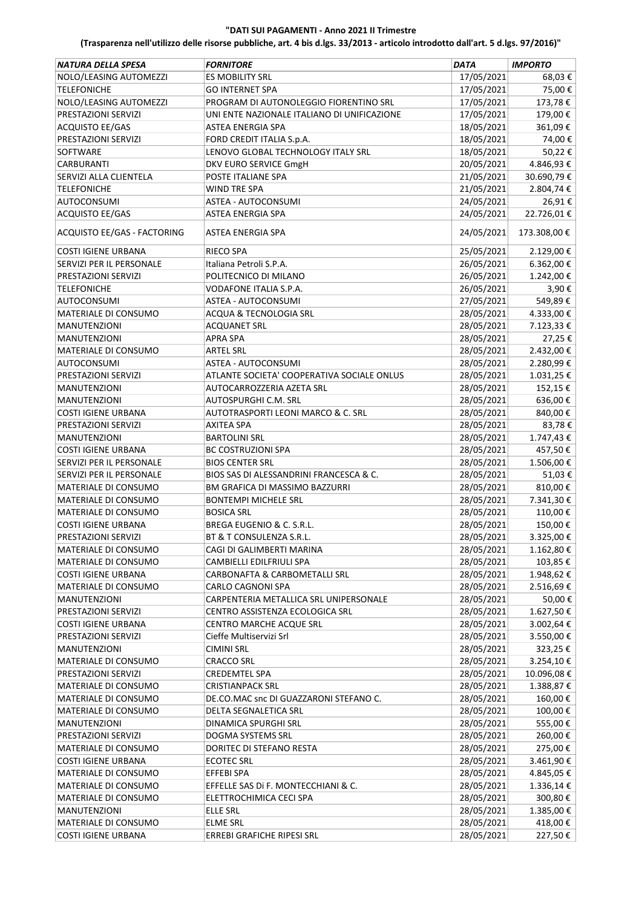**"DATI SUI PAGAMENTI - Anno 2021 II Trimestre**

**(Trasparenza nell'utilizzo delle risorse pubbliche, art. 4 bis d.lgs. 33/2013 - articolo introdotto dall'art. 5 d.lgs. 97/2016)"**

| *NATURA DELLA SPESA* | *FORNITORE* | *DATA* | *IMPORTO* |
|---|---|---|---|
| NOLO/LEASING AUTOMEZZI | ES MOBILITY SRL | 17/05/2021 | 68,03 € |
| TELEFONICHE | GO INTERNET SPA | 17/05/2021 | 75,00 € |
| NOLO/LEASING AUTOMEZZI | PROGRAM DI AUTONOLEGGIO FIORENTINO SRL | 17/05/2021 | 173,78 € |
| PRESTAZIONI SERVIZI | UNI ENTE NAZIONALE ITALIANO DI UNIFICAZIONE | 17/05/2021 | 179,00 € |
| ACQUISTO EE/GAS | ASTEA ENERGIA SPA | 18/05/2021 | 361,09 € |
| PRESTAZIONI SERVIZI | FORD CREDIT ITALIA S.p.A. | 18/05/2021 | 74,00 € |
| SOFTWARE | LENOVO GLOBAL TECHNOLOGY ITALY SRL | 18/05/2021 | 50,22 € |
| CARBURANTI | DKV EURO SERVICE GmgH | 20/05/2021 | 4.846,93 € |
| SERVIZI ALLA CLIENTELA | POSTE ITALIANE SPA | 21/05/2021 | 30.690,79 € |
| TELEFONICHE | WIND TRE SPA | 21/05/2021 | 2.804,74 € |
| AUTOCONSUMI | ASTEA - AUTOCONSUMI | 24/05/2021 | 26,91 € |
| ACQUISTO EE/GAS | ASTEA ENERGIA SPA | 24/05/2021 | 22.726,01 € |
| ACQUISTO EE/GAS - FACTORING | ASTEA ENERGIA SPA | 24/05/2021 | 173.308,00 € |
| COSTI IGIENE URBANA | RIECO SPA | 25/05/2021 | 2.129,00 € |
| SERVIZI PER IL PERSONALE | Italiana Petroli S.P.A. | 26/05/2021 | 6.362,00 € |
| PRESTAZIONI SERVIZI | POLITECNICO DI MILANO | 26/05/2021 | 1.242,00 € |
| TELEFONICHE | VODAFONE ITALIA S.P.A. | 26/05/2021 | 3,90 € |
| AUTOCONSUMI | ASTEA - AUTOCONSUMI | 27/05/2021 | 549,89 € |
| MATERIALE DI CONSUMO | ACQUA & TECNOLOGIA SRL | 28/05/2021 | 4.333,00 € |
| MANUTENZIONI | ACQUANET SRL | 28/05/2021 | 7.123,33 € |
| MANUTENZIONI | APRA SPA | 28/05/2021 | 27,25 € |
| MATERIALE DI CONSUMO | ARTEL SRL | 28/05/2021 | 2.432,00 € |
| AUTOCONSUMI | ASTEA - AUTOCONSUMI | 28/05/2021 | 2.280,99 € |
| PRESTAZIONI SERVIZI | ATLANTE SOCIETA' COOPERATIVA SOCIALE ONLUS | 28/05/2021 | 1.031,25 € |
| MANUTENZIONI | AUTOCARROZZERIA AZETA SRL | 28/05/2021 | 152,15 € |
| MANUTENZIONI | AUTOSPURGHI C.M. SRL | 28/05/2021 | 636,00 € |
| COSTI IGIENE URBANA | AUTOTRASPORTI LEONI MARCO & C. SRL | 28/05/2021 | 840,00 € |
| PRESTAZIONI SERVIZI | AXITEA SPA | 28/05/2021 | 83,78 € |
| MANUTENZIONI | BARTOLINI SRL | 28/05/2021 | 1.747,43 € |
| COSTI IGIENE URBANA | BC COSTRUZIONI SPA | 28/05/2021 | 457,50 € |
| SERVIZI PER IL PERSONALE | BIOS CENTER SRL | 28/05/2021 | 1.506,00 € |
| SERVIZI PER IL PERSONALE | BIOS SAS DI ALESSANDRINI FRANCESCA & C. | 28/05/2021 | 51,03 € |
| MATERIALE DI CONSUMO | BM GRAFICA DI MASSIMO BAZZURRI | 28/05/2021 | 810,00 € |
| MATERIALE DI CONSUMO | BONTEMPI MICHELE SRL | 28/05/2021 | 7.341,30 € |
| MATERIALE DI CONSUMO | BOSICA SRL | 28/05/2021 | 110,00 € |
| COSTI IGIENE URBANA | BREGA EUGENIO & C. S.R.L. | 28/05/2021 | 150,00 € |
| PRESTAZIONI SERVIZI | BT & T CONSULENZA S.R.L. | 28/05/2021 | 3.325,00 € |
| MATERIALE DI CONSUMO | CAGI DI GALIMBERTI MARINA | 28/05/2021 | 1.162,80 € |
| MATERIALE DI CONSUMO | CAMBIELLI EDILFRIULI SPA | 28/05/2021 | 103,85 € |
| COSTI IGIENE URBANA | CARBONAFTA & CARBOMETALLI SRL | 28/05/2021 | 1.948,62 € |
| MATERIALE DI CONSUMO | CARLO CAGNONI SPA | 28/05/2021 | 2.516,69 € |
| MANUTENZIONI | CARPENTERIA METALLICA SRL UNIPERSONALE | 28/05/2021 | 50,00 € |
| PRESTAZIONI SERVIZI | CENTRO ASSISTENZA ECOLOGICA SRL | 28/05/2021 | 1.627,50 € |
| COSTI IGIENE URBANA | CENTRO MARCHE ACQUE SRL | 28/05/2021 | 3.002,64 € |
| PRESTAZIONI SERVIZI | Cieffe Multiservizi Srl | 28/05/2021 | 3.550,00 € |
| MANUTENZIONI | CIMINI SRL | 28/05/2021 | 323,25 € |
| MATERIALE DI CONSUMO | CRACCO SRL | 28/05/2021 | 3.254,10 € |
| PRESTAZIONI SERVIZI | CREDEMTEL SPA | 28/05/2021 | 10.096,08 € |
| MATERIALE DI CONSUMO | CRISTIANPACK SRL | 28/05/2021 | 1.388,87 € |
| MATERIALE DI CONSUMO | DE.CO.MAC snc DI GUAZZARONI STEFANO C. | 28/05/2021 | 160,00 € |
| MATERIALE DI CONSUMO | DELTA SEGNALETICA SRL | 28/05/2021 | 100,00 € |
| MANUTENZIONI | DINAMICA SPURGHI SRL | 28/05/2021 | 555,00 € |
| PRESTAZIONI SERVIZI | DOGMA SYSTEMS SRL | 28/05/2021 | 260,00 € |
| MATERIALE DI CONSUMO | DORITEC DI STEFANO RESTA | 28/05/2021 | 275,00 € |
| COSTI IGIENE URBANA | ECOTEC SRL | 28/05/2021 | 3.461,90 € |
| MATERIALE DI CONSUMO | EFFEBI SPA | 28/05/2021 | 4.845,05 € |
| MATERIALE DI CONSUMO | EFFELLE SAS Di F. MONTECCHIANI & C. | 28/05/2021 | 1.336,14 € |
| MATERIALE DI CONSUMO | ELETTROCHIMICA CECI SPA | 28/05/2021 | 300,80 € |
| MANUTENZIONI | ELLE SRL | 28/05/2021 | 1.385,00 € |
| MATERIALE DI CONSUMO | ELME SRL | 28/05/2021 | 418,00 € |
| COSTI IGIENE URBANA | ERREBI GRAFICHE RIPESI SRL | 28/05/2021 | 227,50 € |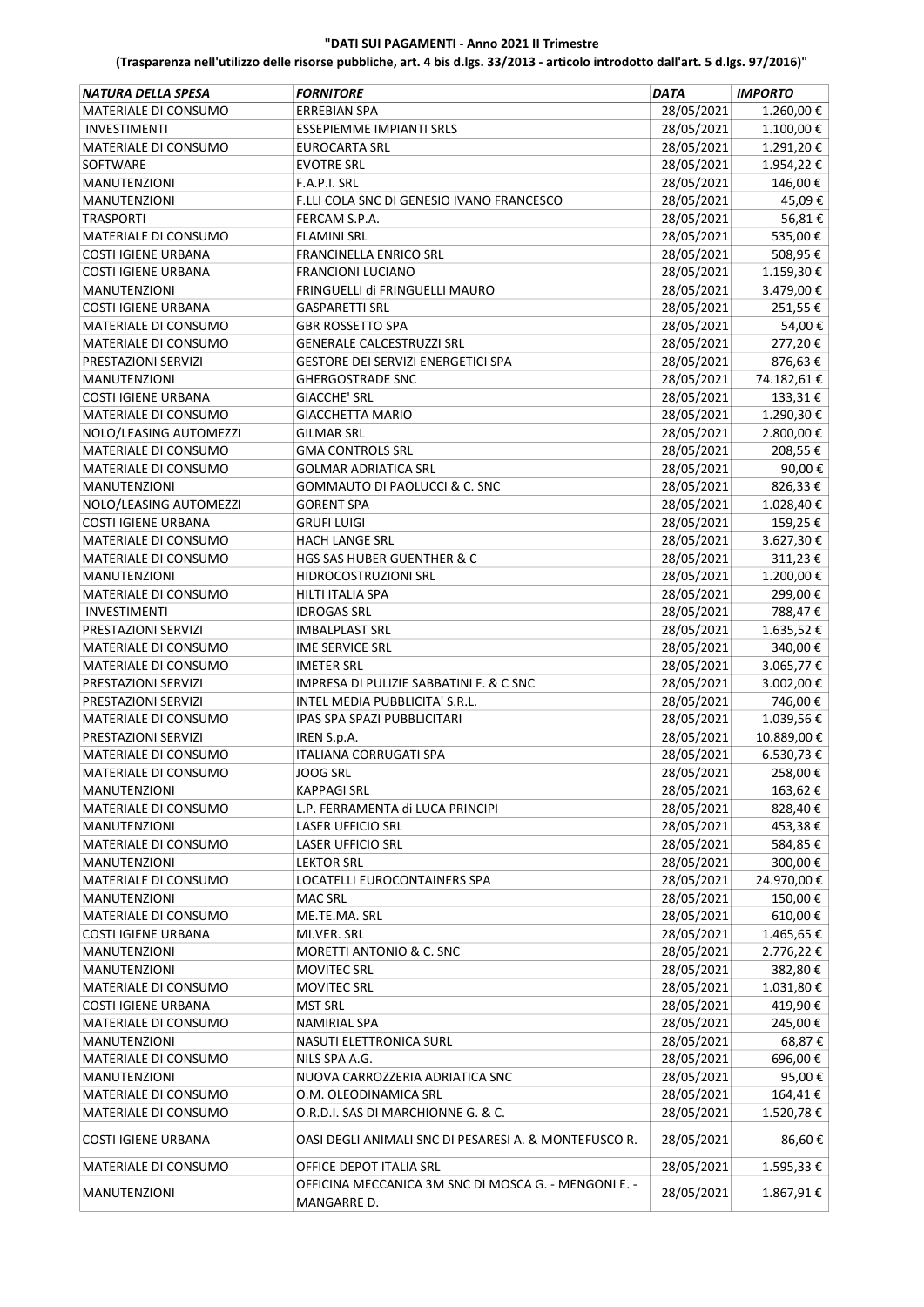**"DATI SUI PAGAMENTI - Anno 2021 II Trimestre**

**(Trasparenza nell'utilizzo delle risorse pubbliche, art. 4 bis d.lgs. 33/2013 - articolo introdotto dall'art. 5 d.lgs. 97/2016)"**

| *NATURA DELLA SPESA* | *FORNITORE* | *DATA* | *IMPORTO* |
|---|---|---|---|
| MATERIALE DI CONSUMO | ERREBIAN SPA | 28/05/2021 | 1.260,00 € |
| INVESTIMENTI | ESSEPIEMME IMPIANTI SRLS | 28/05/2021 | 1.100,00 € |
| MATERIALE DI CONSUMO | EUROCARTA SRL | 28/05/2021 | 1.291,20 € |
| SOFTWARE | EVOTRE SRL | 28/05/2021 | 1.954,22 € |
| MANUTENZIONI | F.A.P.I. SRL | 28/05/2021 | 146,00 € |
| MANUTENZIONI | F.LLI COLA SNC DI GENESIO IVANO FRANCESCO | 28/05/2021 | 45,09 € |
| TRASPORTI | FERCAM S.P.A. | 28/05/2021 | 56,81 € |
| MATERIALE DI CONSUMO | FLAMINI SRL | 28/05/2021 | 535,00 € |
| COSTI IGIENE URBANA | FRANCINELLA ENRICO SRL | 28/05/2021 | 508,95 € |
| COSTI IGIENE URBANA | FRANCIONI LUCIANO | 28/05/2021 | 1.159,30 € |
| MANUTENZIONI | FRINGUELLI di FRINGUELLI MAURO | 28/05/2021 | 3.479,00 € |
| COSTI IGIENE URBANA | GASPARETTI SRL | 28/05/2021 | 251,55 € |
| MATERIALE DI CONSUMO | GBR ROSSETTO SPA | 28/05/2021 | 54,00 € |
| MATERIALE DI CONSUMO | GENERALE CALCESTRUZZI SRL | 28/05/2021 | 277,20 € |
| PRESTAZIONI SERVIZI | GESTORE DEI SERVIZI ENERGETICI SPA | 28/05/2021 | 876,63 € |
| MANUTENZIONI | GHERGOSTRADE SNC | 28/05/2021 | 74.182,61 € |
| COSTI IGIENE URBANA | GIACCHE' SRL | 28/05/2021 | 133,31 € |
| MATERIALE DI CONSUMO | GIACCHETTA MARIO | 28/05/2021 | 1.290,30 € |
| NOLO/LEASING AUTOMEZZI | GILMAR SRL | 28/05/2021 | 2.800,00 € |
| MATERIALE DI CONSUMO | GMA CONTROLS SRL | 28/05/2021 | 208,55 € |
| MATERIALE DI CONSUMO | GOLMAR ADRIATICA SRL | 28/05/2021 | 90,00 € |
| MANUTENZIONI | GOMMAUTO DI PAOLUCCI & C. SNC | 28/05/2021 | 826,33 € |
| NOLO/LEASING AUTOMEZZI | GORENT SPA | 28/05/2021 | 1.028,40 € |
| COSTI IGIENE URBANA | GRUFI LUIGI | 28/05/2021 | 159,25 € |
| MATERIALE DI CONSUMO | HACH LANGE SRL | 28/05/2021 | 3.627,30 € |
| MATERIALE DI CONSUMO | HGS SAS HUBER GUENTHER & C | 28/05/2021 | 311,23 € |
| MANUTENZIONI | HIDROCOSTRUZIONI SRL | 28/05/2021 | 1.200,00 € |
| MATERIALE DI CONSUMO | HILTI ITALIA SPA | 28/05/2021 | 299,00 € |
| INVESTIMENTI | IDROGAS SRL | 28/05/2021 | 788,47 € |
| PRESTAZIONI SERVIZI | IMBALPLAST SRL | 28/05/2021 | 1.635,52 € |
| MATERIALE DI CONSUMO | IME SERVICE SRL | 28/05/2021 | 340,00 € |
| MATERIALE DI CONSUMO | IMETER SRL | 28/05/2021 | 3.065,77 € |
| PRESTAZIONI SERVIZI | IMPRESA DI PULIZIE SABBATINI F. & C SNC | 28/05/2021 | 3.002,00 € |
| PRESTAZIONI SERVIZI | INTEL MEDIA PUBBLICITA' S.R.L. | 28/05/2021 | 746,00 € |
| MATERIALE DI CONSUMO | IPAS SPA SPAZI PUBBLICITARI | 28/05/2021 | 1.039,56 € |
| PRESTAZIONI SERVIZI | IREN S.p.A. | 28/05/2021 | 10.889,00 € |
| MATERIALE DI CONSUMO | ITALIANA CORRUGATI SPA | 28/05/2021 | 6.530,73 € |
| MATERIALE DI CONSUMO | JOOG SRL | 28/05/2021 | 258,00 € |
| MANUTENZIONI | KAPPAGI SRL | 28/05/2021 | 163,62 € |
| MATERIALE DI CONSUMO | L.P. FERRAMENTA di LUCA PRINCIPI | 28/05/2021 | 828,40 € |
| MANUTENZIONI | LASER UFFICIO SRL | 28/05/2021 | 453,38 € |
| MATERIALE DI CONSUMO | LASER UFFICIO SRL | 28/05/2021 | 584,85 € |
| MANUTENZIONI | LEKTOR SRL | 28/05/2021 | 300,00 € |
| MATERIALE DI CONSUMO | LOCATELLI EUROCONTAINERS SPA | 28/05/2021 | 24.970,00 € |
| MANUTENZIONI | MAC SRL | 28/05/2021 | 150,00 € |
| MATERIALE DI CONSUMO | ME.TE.MA. SRL | 28/05/2021 | 610,00 € |
| COSTI IGIENE URBANA | MI.VER. SRL | 28/05/2021 | 1.465,65 € |
| MANUTENZIONI | MORETTI ANTONIO & C. SNC | 28/05/2021 | 2.776,22 € |
| MANUTENZIONI | MOVITEC SRL | 28/05/2021 | 382,80 € |
| MATERIALE DI CONSUMO | MOVITEC SRL | 28/05/2021 | 1.031,80 € |
| COSTI IGIENE URBANA | MST SRL | 28/05/2021 | 419,90 € |
| MATERIALE DI CONSUMO | NAMIRIAL SPA | 28/05/2021 | 245,00 € |
| MANUTENZIONI | NASUTI ELETTRONICA SURL | 28/05/2021 | 68,87 € |
| MATERIALE DI CONSUMO | NILS SPA A.G. | 28/05/2021 | 696,00 € |
| MANUTENZIONI | NUOVA CARROZZERIA ADRIATICA SNC | 28/05/2021 | 95,00 € |
| MATERIALE DI CONSUMO | O.M. OLEODINAMICA SRL | 28/05/2021 | 164,41 € |
| MATERIALE DI CONSUMO | O.R.D.I. SAS DI MARCHIONNE G. & C. | 28/05/2021 | 1.520,78 € |
| COSTI IGIENE URBANA | OASI DEGLI ANIMALI SNC DI PESARESI A. & MONTEFUSCO R. | 28/05/2021 | 86,60 € |
| MATERIALE DI CONSUMO | OFFICE DEPOT ITALIA SRL | 28/05/2021 | 1.595,33 € |
| MANUTENZIONI | OFFICINA MECCANICA 3M SNC DI MOSCA G. - MENGONI E. - MANGARRE D. | 28/05/2021 | 1.867,91 € |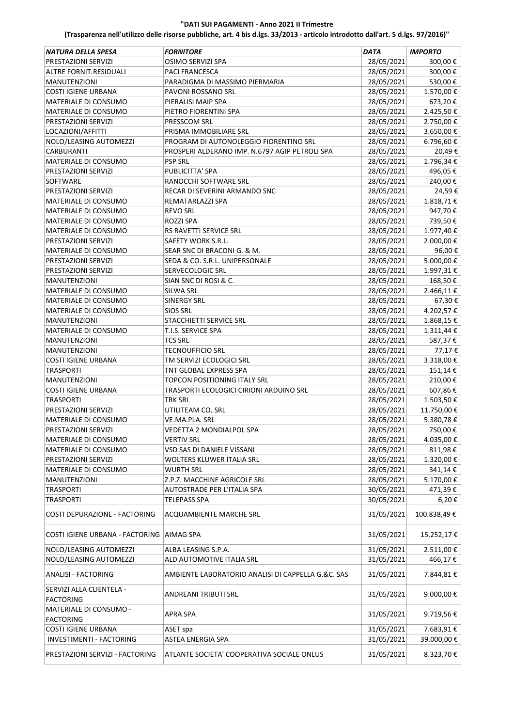**"DATI SUI PAGAMENTI - Anno 2021 II Trimestre**

**(Trasparenza nell'utilizzo delle risorse pubbliche, art. 4 bis d.lgs. 33/2013 - articolo introdotto dall'art. 5 d.lgs. 97/2016)"**

| *NATURA DELLA SPESA* | *FORNITORE* | *DATA* | *IMPORTO* |
|---|---|---|---|
| PRESTAZIONI SERVIZI | OSIMO SERVIZI SPA | 28/05/2021 | 300,00 € |
| ALTRE FORNIT.RESIDUALI | PACI FRANCESCA | 28/05/2021 | 300,00 € |
| MANUTENZIONI | PARADIGMA DI MASSIMO PIERMARIA | 28/05/2021 | 530,00 € |
| COSTI IGIENE URBANA | PAVONI ROSSANO SRL | 28/05/2021 | 1.570,00 € |
| MATERIALE DI CONSUMO | PIERALISI MAIP SPA | 28/05/2021 | 673,20 € |
| MATERIALE DI CONSUMO | PIETRO FIORENTINI SPA | 28/05/2021 | 2.425,50 € |
| PRESTAZIONI SERVIZI | PRESSCOM SRL | 28/05/2021 | 2.750,00 € |
| LOCAZIONI/AFFITTI | PRISMA IMMOBILIARE SRL | 28/05/2021 | 3.650,00 € |
| NOLO/LEASING AUTOMEZZI | PROGRAM DI AUTONOLEGGIO FIORENTINO SRL | 28/05/2021 | 6.796,60 € |
| CARBURANTI | PROSPERI ALDERANO IMP. N.6797 AGIP PETROLI SPA | 28/05/2021 | 20,49 € |
| MATERIALE DI CONSUMO | PSP SRL | 28/05/2021 | 1.796,34 € |
| PRESTAZIONI SERVIZI | PUBLICITTA' SPA | 28/05/2021 | 496,05 € |
| SOFTWARE | RANOCCHI SOFTWARE SRL | 28/05/2021 | 240,00 € |
| PRESTAZIONI SERVIZI | RECAR DI SEVERINI ARMANDO SNC | 28/05/2021 | 24,59 € |
| MATERIALE DI CONSUMO | REMATARLAZZI SPA | 28/05/2021 | 1.818,71 € |
| MATERIALE DI CONSUMO | REVO SRL | 28/05/2021 | 947,70 € |
| MATERIALE DI CONSUMO | ROZZI SPA | 28/05/2021 | 739,50 € |
| MATERIALE DI CONSUMO | RS RAVETTI SERVICE SRL | 28/05/2021 | 1.977,40 € |
| PRESTAZIONI SERVIZI | SAFETY WORK S.R.L. | 28/05/2021 | 2.000,00 € |
| MATERIALE DI CONSUMO | SEAR SNC DI BRACONI G. & M. | 28/05/2021 | 96,00 € |
| PRESTAZIONI SERVIZI | SEDA & CO. S.R.L. UNIPERSONALE | 28/05/2021 | 5.000,00 € |
| PRESTAZIONI SERVIZI | SERVECOLOGIC SRL | 28/05/2021 | 1.997,31 € |
| MANUTENZIONI | SIAN SNC DI ROSI & C. | 28/05/2021 | 168,50 € |
| MATERIALE DI CONSUMO | SILWA SRL | 28/05/2021 | 2.466,11 € |
| MATERIALE DI CONSUMO | SINERGY SRL | 28/05/2021 | 67,30 € |
| MATERIALE DI CONSUMO | SIOS SRL | 28/05/2021 | 4.202,57 € |
| MANUTENZIONI | STACCHIETTI SERVICE SRL | 28/05/2021 | 1.868,15 € |
| MATERIALE DI CONSUMO | T.I.S. SERVICE SPA | 28/05/2021 | 1.311,44 € |
| MANUTENZIONI | TCS SRL | 28/05/2021 | 587,37 € |
| MANUTENZIONI | TECNOUFFICIO SRL | 28/05/2021 | 77,17 € |
| COSTI IGIENE URBANA | TM SERVIZI ECOLOGICI SRL | 28/05/2021 | 3.318,00 € |
| TRASPORTI | TNT GLOBAL EXPRESS SPA | 28/05/2021 | 151,14 € |
| MANUTENZIONI | TOPCON POSITIONING ITALY SRL | 28/05/2021 | 210,00 € |
| COSTI IGIENE URBANA | TRASPORTI ECOLOGICI CIRIONI ARDUINO SRL | 28/05/2021 | 607,86 € |
| TRASPORTI | TRK SRL | 28/05/2021 | 1.503,50 € |
| PRESTAZIONI SERVIZI | UTILITEAM CO. SRL | 28/05/2021 | 11.750,00 € |
| MATERIALE DI CONSUMO | VE.MA.PLA. SRL | 28/05/2021 | 5.380,78 € |
| PRESTAZIONI SERVIZI | VEDETTA 2 MONDIALPOL SPA | 28/05/2021 | 750,00 € |
| MATERIALE DI CONSUMO | VERTIV SRL | 28/05/2021 | 4.035,00 € |
| MATERIALE DI CONSUMO | VSD SAS DI DANIELE VISSANI | 28/05/2021 | 811,98 € |
| PRESTAZIONI SERVIZI | WOLTERS KLUWER ITALIA SRL | 28/05/2021 | 1.320,00 € |
| MATERIALE DI CONSUMO | WURTH SRL | 28/05/2021 | 341,14 € |
| MANUTENZIONI | Z.P.Z. MACCHINE AGRICOLE SRL | 28/05/2021 | 5.170,00 € |
| TRASPORTI | AUTOSTRADE PER L'ITALIA SPA | 30/05/2021 | 471,39 € |
| TRASPORTI | TELEPASS SPA | 30/05/2021 | 6,20 € |
| COSTI DEPURAZIONE - FACTORING | ACQUAMBIENTE MARCHE SRL | 31/05/2021 | 100.838,49 € |
| COSTI IGIENE URBANA - FACTORING | AIMAG SPA | 31/05/2021 | 15.252,17 € |
| NOLO/LEASING AUTOMEZZI | ALBA LEASING S.P.A. | 31/05/2021 | 2.511,00 € |
| NOLO/LEASING AUTOMEZZI | ALD AUTOMOTIVE ITALIA SRL | 31/05/2021 | 466,17 € |
| ANALISI - FACTORING | AMBIENTE LABORATORIO ANALISI DI CAPPELLA G.&C. SAS | 31/05/2021 | 7.844,81 € |
| SERVIZI ALLA CLIENTELA - FACTORING | ANDREANI TRIBUTI SRL | 31/05/2021 | 9.000,00 € |
| MATERIALE DI CONSUMO - FACTORING | APRA SPA | 31/05/2021 | 9.719,56 € |
| COSTI IGIENE URBANA | ASET spa | 31/05/2021 | 7.683,91 € |
| INVESTIMENTI - FACTORING | ASTEA ENERGIA SPA | 31/05/2021 | 39.000,00 € |
| PRESTAZIONI SERVIZI - FACTORING | ATLANTE SOCIETA' COOPERATIVA SOCIALE ONLUS | 31/05/2021 | 8.323,70 € |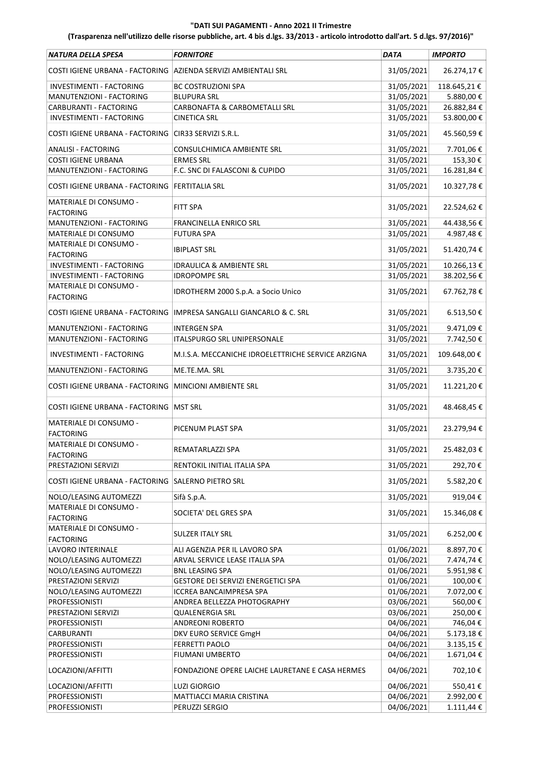**"DATI SUI PAGAMENTI - Anno 2021 II Trimestre**

**(Trasparenza nell'utilizzo delle risorse pubbliche, art. 4 bis d.lgs. 33/2013 - articolo introdotto dall'art. 5 d.lgs. 97/2016)"**

| *NATURA DELLA SPESA* | *FORNITORE* | *DATA* | *IMPORTO* |
|---|---|---|---|
| COSTI IGIENE URBANA - FACTORING | AZIENDA SERVIZI AMBIENTALI SRL | 31/05/2021 | 26.274,17 € |
| INVESTIMENTI - FACTORING | BC COSTRUZIONI SPA | 31/05/2021 | 118.645,21 € |
| MANUTENZIONI - FACTORING | BLUPURA SRL | 31/05/2021 | 5.880,00 € |
| CARBURANTI - FACTORING | CARBONAFTA & CARBOMETALLI SRL | 31/05/2021 | 26.882,84 € |
| INVESTIMENTI - FACTORING | CINETICA SRL | 31/05/2021 | 53.800,00 € |
| COSTI IGIENE URBANA - FACTORING | CIR33 SERVIZI S.R.L. | 31/05/2021 | 45.560,59 € |
| ANALISI - FACTORING | CONSULCHIMICA AMBIENTE SRL | 31/05/2021 | 7.701,06 € |
| COSTI IGIENE URBANA | ERMES SRL | 31/05/2021 | 153,30 € |
| MANUTENZIONI - FACTORING | F.C. SNC DI FALASCONI & CUPIDO | 31/05/2021 | 16.281,84 € |
| COSTI IGIENE URBANA - FACTORING | FERTITALIA SRL | 31/05/2021 | 10.327,78 € |
| MATERIALE DI CONSUMO - FACTORING | FITT SPA | 31/05/2021 | 22.524,62 € |
| MANUTENZIONI - FACTORING | FRANCINELLA ENRICO SRL | 31/05/2021 | 44.438,56 € |
| MATERIALE DI CONSUMO | FUTURA SPA | 31/05/2021 | 4.987,48 € |
| MATERIALE DI CONSUMO - FACTORING | IBIPLAST SRL | 31/05/2021 | 51.420,74 € |
| INVESTIMENTI - FACTORING | IDRAULICA & AMBIENTE SRL | 31/05/2021 | 10.266,13 € |
| INVESTIMENTI - FACTORING | IDROPOMPE SRL | 31/05/2021 | 38.202,56 € |
| MATERIALE DI CONSUMO - FACTORING | IDROTHERM 2000 S.p.A. a Socio Unico | 31/05/2021 | 67.762,78 € |
| COSTI IGIENE URBANA - FACTORING | IMPRESA SANGALLI GIANCARLO & C. SRL | 31/05/2021 | 6.513,50 € |
| MANUTENZIONI - FACTORING | INTERGEN SPA | 31/05/2021 | 9.471,09 € |
| MANUTENZIONI - FACTORING | ITALSPURGO SRL UNIPERSONALE | 31/05/2021 | 7.742,50 € |
| INVESTIMENTI - FACTORING | M.I.S.A. MECCANICHE IDROELETTRICHE SERVICE ARZIGNA | 31/05/2021 | 109.648,00 € |
| MANUTENZIONI - FACTORING | ME.TE.MA. SRL | 31/05/2021 | 3.735,20 € |
| COSTI IGIENE URBANA - FACTORING | MINCIONI AMBIENTE SRL | 31/05/2021 | 11.221,20 € |
| COSTI IGIENE URBANA - FACTORING | MST SRL | 31/05/2021 | 48.468,45 € |
| MATERIALE DI CONSUMO - FACTORING | PICENUM PLAST SPA | 31/05/2021 | 23.279,94 € |
| MATERIALE DI CONSUMO - FACTORING | REMATARLAZZI SPA | 31/05/2021 | 25.482,03 € |
| PRESTAZIONI SERVIZI | RENTOKIL INITIAL ITALIA SPA | 31/05/2021 | 292,70 € |
| COSTI IGIENE URBANA - FACTORING | SALERNO PIETRO SRL | 31/05/2021 | 5.582,20 € |
| NOLO/LEASING AUTOMEZZI | Sifà S.p.A. | 31/05/2021 | 919,04 € |
| MATERIALE DI CONSUMO - FACTORING | SOCIETA' DEL GRES SPA | 31/05/2021 | 15.346,08 € |
| MATERIALE DI CONSUMO - FACTORING | SULZER ITALY SRL | 31/05/2021 | 6.252,00 € |
| LAVORO INTERINALE | ALI AGENZIA PER IL LAVORO SPA | 01/06/2021 | 8.897,70 € |
| NOLO/LEASING AUTOMEZZI | ARVAL SERVICE LEASE ITALIA SPA | 01/06/2021 | 7.474,74 € |
| NOLO/LEASING AUTOMEZZI | BNL LEASING SPA | 01/06/2021 | 5.951,98 € |
| PRESTAZIONI SERVIZI | GESTORE DEI SERVIZI ENERGETICI SPA | 01/06/2021 | 100,00 € |
| NOLO/LEASING AUTOMEZZI | ICCREA BANCAIMPRESA SPA | 01/06/2021 | 7.072,00 € |
| PROFESSIONISTI | ANDREA BELLEZZA PHOTOGRAPHY | 03/06/2021 | 560,00 € |
| PRESTAZIONI SERVIZI | QUALENERGIA SRL | 03/06/2021 | 250,00 € |
| PROFESSIONISTI | ANDREONI ROBERTO | 04/06/2021 | 746,04 € |
| CARBURANTI | DKV EURO SERVICE GmgH | 04/06/2021 | 5.173,18 € |
| PROFESSIONISTI | FERRETTI PAOLO | 04/06/2021 | 3.135,15 € |
| PROFESSIONISTI | FIUMANI UMBERTO | 04/06/2021 | 1.671,04 € |
| LOCAZIONI/AFFITTI | FONDAZIONE OPERE LAICHE LAURETANE E CASA HERMES | 04/06/2021 | 702,10 € |
| LOCAZIONI/AFFITTI | LUZI GIORGIO | 04/06/2021 | 550,41 € |
| PROFESSIONISTI | MATTIACCI MARIA CRISTINA | 04/06/2021 | 2.992,00 € |
| PROFESSIONISTI | PERUZZI SERGIO | 04/06/2021 | 1.111,44 € |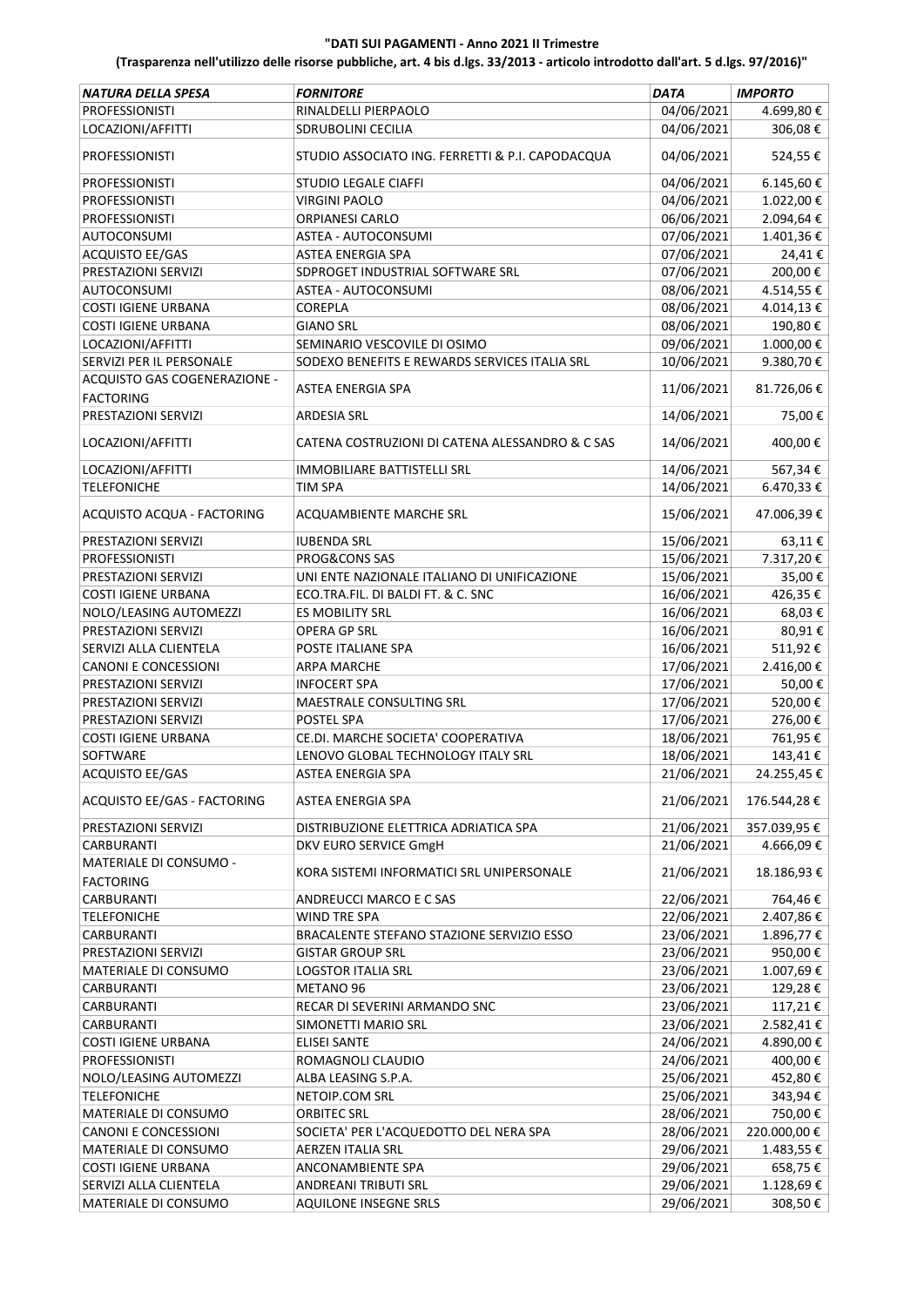**"DATI SUI PAGAMENTI - Anno 2021 II Trimestre**

**(Trasparenza nell'utilizzo delle risorse pubbliche, art. 4 bis d.lgs. 33/2013 - articolo introdotto dall'art. 5 d.lgs. 97/2016)"**

| *NATURA DELLA SPESA* | *FORNITORE* | *DATA* | *IMPORTO* |
|---|---|---|---|
| PROFESSIONISTI | RINALDELLI PIERPAOLO | 04/06/2021 | 4.699,80 € |
| LOCAZIONI/AFFITTI | SDRUBOLINI CECILIA | 04/06/2021 | 306,08 € |
| PROFESSIONISTI | STUDIO ASSOCIATO ING. FERRETTI & P.I. CAPODACQUA | 04/06/2021 | 524,55 € |
| PROFESSIONISTI | STUDIO LEGALE CIAFFI | 04/06/2021 | 6.145,60 € |
| PROFESSIONISTI | VIRGINI PAOLO | 04/06/2021 | 1.022,00 € |
| PROFESSIONISTI | ORPIANESI CARLO | 06/06/2021 | 2.094,64 € |
| AUTOCONSUMI | ASTEA - AUTOCONSUMI | 07/06/2021 | 1.401,36 € |
| ACQUISTO EE/GAS | ASTEA ENERGIA SPA | 07/06/2021 | 24,41 € |
| PRESTAZIONI SERVIZI | SDPROGET INDUSTRIAL SOFTWARE SRL | 07/06/2021 | 200,00 € |
| AUTOCONSUMI | ASTEA - AUTOCONSUMI | 08/06/2021 | 4.514,55 € |
| COSTI IGIENE URBANA | COREPLA | 08/06/2021 | 4.014,13 € |
| COSTI IGIENE URBANA | GIANO SRL | 08/06/2021 | 190,80 € |
| LOCAZIONI/AFFITTI | SEMINARIO VESCOVILE DI OSIMO | 09/06/2021 | 1.000,00 € |
| SERVIZI PER IL PERSONALE | SODEXO BENEFITS E REWARDS SERVICES ITALIA SRL | 10/06/2021 | 9.380,70 € |
| ACQUISTO GAS COGENERAZIONE - FACTORING | ASTEA ENERGIA SPA | 11/06/2021 | 81.726,06 € |
| PRESTAZIONI SERVIZI | ARDESIA SRL | 14/06/2021 | 75,00 € |
| LOCAZIONI/AFFITTI | CATENA COSTRUZIONI DI CATENA ALESSANDRO & C SAS | 14/06/2021 | 400,00 € |
| LOCAZIONI/AFFITTI | IMMOBILIARE BATTISTELLI SRL | 14/06/2021 | 567,34 € |
| TELEFONICHE | TIM SPA | 14/06/2021 | 6.470,33 € |
| ACQUISTO ACQUA - FACTORING | ACQUAMBIENTE MARCHE SRL | 15/06/2021 | 47.006,39 € |
| PRESTAZIONI SERVIZI | IUBENDA SRL | 15/06/2021 | 63,11 € |
| PROFESSIONISTI | PROG&CONS SAS | 15/06/2021 | 7.317,20 € |
| PRESTAZIONI SERVIZI | UNI ENTE NAZIONALE ITALIANO DI UNIFICAZIONE | 15/06/2021 | 35,00 € |
| COSTI IGIENE URBANA | ECO.TRA.FIL. DI BALDI FT. & C. SNC | 16/06/2021 | 426,35 € |
| NOLO/LEASING AUTOMEZZI | ES MOBILITY SRL | 16/06/2021 | 68,03 € |
| PRESTAZIONI SERVIZI | OPERA GP SRL | 16/06/2021 | 80,91 € |
| SERVIZI ALLA CLIENTELA | POSTE ITALIANE SPA | 16/06/2021 | 511,92 € |
| CANONI E CONCESSIONI | ARPA MARCHE | 17/06/2021 | 2.416,00 € |
| PRESTAZIONI SERVIZI | INFOCERT SPA | 17/06/2021 | 50,00 € |
| PRESTAZIONI SERVIZI | MAESTRALE CONSULTING SRL | 17/06/2021 | 520,00 € |
| PRESTAZIONI SERVIZI | POSTEL SPA | 17/06/2021 | 276,00 € |
| COSTI IGIENE URBANA | CE.DI. MARCHE SOCIETA' COOPERATIVA | 18/06/2021 | 761,95 € |
| SOFTWARE | LENOVO GLOBAL TECHNOLOGY ITALY SRL | 18/06/2021 | 143,41 € |
| ACQUISTO EE/GAS | ASTEA ENERGIA SPA | 21/06/2021 | 24.255,45 € |
| ACQUISTO EE/GAS - FACTORING | ASTEA ENERGIA SPA | 21/06/2021 | 176.544,28 € |
| PRESTAZIONI SERVIZI | DISTRIBUZIONE ELETTRICA ADRIATICA SPA | 21/06/2021 | 357.039,95 € |
| CARBURANTI | DKV EURO SERVICE GmgH | 21/06/2021 | 4.666,09 € |
| MATERIALE DI CONSUMO - FACTORING | KORA SISTEMI INFORMATICI SRL UNIPERSONALE | 21/06/2021 | 18.186,93 € |
| CARBURANTI | ANDREUCCI MARCO E C SAS | 22/06/2021 | 764,46 € |
| TELEFONICHE | WIND TRE SPA | 22/06/2021 | 2.407,86 € |
| CARBURANTI | BRACALENTE STEFANO STAZIONE SERVIZIO ESSO | 23/06/2021 | 1.896,77 € |
| PRESTAZIONI SERVIZI | GISTAR GROUP SRL | 23/06/2021 | 950,00 € |
| MATERIALE DI CONSUMO | LOGSTOR ITALIA SRL | 23/06/2021 | 1.007,69 € |
| CARBURANTI | METANO 96 | 23/06/2021 | 129,28 € |
| CARBURANTI | RECAR DI SEVERINI ARMANDO SNC | 23/06/2021 | 117,21 € |
| CARBURANTI | SIMONETTI MARIO SRL | 23/06/2021 | 2.582,41 € |
| COSTI IGIENE URBANA | ELISEI SANTE | 24/06/2021 | 4.890,00 € |
| PROFESSIONISTI | ROMAGNOLI CLAUDIO | 24/06/2021 | 400,00 € |
| NOLO/LEASING AUTOMEZZI | ALBA LEASING S.P.A. | 25/06/2021 | 452,80 € |
| TELEFONICHE | NETOIP.COM SRL | 25/06/2021 | 343,94 € |
| MATERIALE DI CONSUMO | ORBITEC SRL | 28/06/2021 | 750,00 € |
| CANONI E CONCESSIONI | SOCIETA' PER L'ACQUEDOTTO DEL NERA SPA | 28/06/2021 | 220.000,00 € |
| MATERIALE DI CONSUMO | AERZEN ITALIA SRL | 29/06/2021 | 1.483,55 € |
| COSTI IGIENE URBANA | ANCONAMBIENTE SPA | 29/06/2021 | 658,75 € |
| SERVIZI ALLA CLIENTELA | ANDREANI TRIBUTI SRL | 29/06/2021 | 1.128,69 € |
| MATERIALE DI CONSUMO | AQUILONE INSEGNE SRLS | 29/06/2021 | 308,50 € |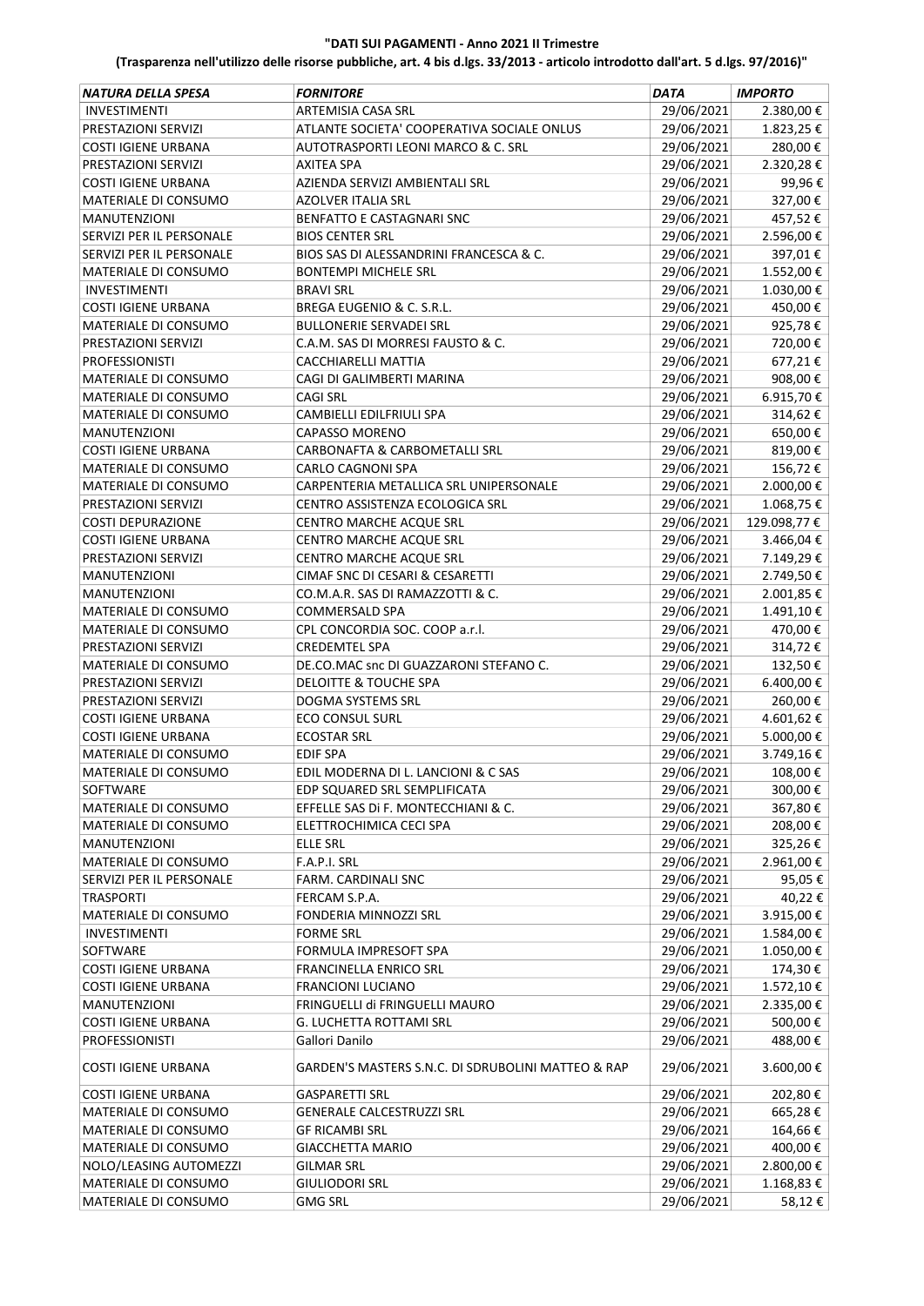**"DATI SUI PAGAMENTI - Anno 2021 II Trimestre**

**(Trasparenza nell'utilizzo delle risorse pubbliche, art. 4 bis d.lgs. 33/2013 - articolo introdotto dall'art. 5 d.lgs. 97/2016)"**

| *NATURA DELLA SPESA* | *FORNITORE* | *DATA* | *IMPORTO* |
|---|---|---|---|
| INVESTIMENTI | ARTEMISIA CASA SRL | 29/06/2021 | 2.380,00 € |
| PRESTAZIONI SERVIZI | ATLANTE SOCIETA' COOPERATIVA SOCIALE ONLUS | 29/06/2021 | 1.823,25 € |
| COSTI IGIENE URBANA | AUTOTRASPORTI LEONI MARCO & C. SRL | 29/06/2021 | 280,00 € |
| PRESTAZIONI SERVIZI | AXITEA SPA | 29/06/2021 | 2.320,28 € |
| COSTI IGIENE URBANA | AZIENDA SERVIZI AMBIENTALI SRL | 29/06/2021 | 99,96 € |
| MATERIALE DI CONSUMO | AZOLVER ITALIA SRL | 29/06/2021 | 327,00 € |
| MANUTENZIONI | BENFATTO E CASTAGNARI SNC | 29/06/2021 | 457,52 € |
| SERVIZI PER IL PERSONALE | BIOS CENTER SRL | 29/06/2021 | 2.596,00 € |
| SERVIZI PER IL PERSONALE | BIOS SAS DI ALESSANDRINI FRANCESCA & C. | 29/06/2021 | 397,01 € |
| MATERIALE DI CONSUMO | BONTEMPI MICHELE SRL | 29/06/2021 | 1.552,00 € |
| INVESTIMENTI | BRAVI SRL | 29/06/2021 | 1.030,00 € |
| COSTI IGIENE URBANA | BREGA EUGENIO & C. S.R.L. | 29/06/2021 | 450,00 € |
| MATERIALE DI CONSUMO | BULLONERIE SERVADEI SRL | 29/06/2021 | 925,78 € |
| PRESTAZIONI SERVIZI | C.A.M. SAS DI MORRESI FAUSTO & C. | 29/06/2021 | 720,00 € |
| PROFESSIONISTI | CACCHIARELLI MATTIA | 29/06/2021 | 677,21 € |
| MATERIALE DI CONSUMO | CAGI DI GALIMBERTI MARINA | 29/06/2021 | 908,00 € |
| MATERIALE DI CONSUMO | CAGI SRL | 29/06/2021 | 6.915,70 € |
| MATERIALE DI CONSUMO | CAMBIELLI EDILFRIULI SPA | 29/06/2021 | 314,62 € |
| MANUTENZIONI | CAPASSO MORENO | 29/06/2021 | 650,00 € |
| COSTI IGIENE URBANA | CARBONAFTA & CARBOMETALLI SRL | 29/06/2021 | 819,00 € |
| MATERIALE DI CONSUMO | CARLO CAGNONI SPA | 29/06/2021 | 156,72 € |
| MATERIALE DI CONSUMO | CARPENTERIA METALLICA SRL UNIPERSONALE | 29/06/2021 | 2.000,00 € |
| PRESTAZIONI SERVIZI | CENTRO ASSISTENZA ECOLOGICA SRL | 29/06/2021 | 1.068,75 € |
| COSTI DEPURAZIONE | CENTRO MARCHE ACQUE SRL | 29/06/2021 | 129.098,77 € |
| COSTI IGIENE URBANA | CENTRO MARCHE ACQUE SRL | 29/06/2021 | 3.466,04 € |
| PRESTAZIONI SERVIZI | CENTRO MARCHE ACQUE SRL | 29/06/2021 | 7.149,29 € |
| MANUTENZIONI | CIMAF SNC DI CESARI & CESARETTI | 29/06/2021 | 2.749,50 € |
| MANUTENZIONI | CO.M.A.R. SAS DI RAMAZZOTTI & C. | 29/06/2021 | 2.001,85 € |
| MATERIALE DI CONSUMO | COMMERSALD SPA | 29/06/2021 | 1.491,10 € |
| MATERIALE DI CONSUMO | CPL CONCORDIA SOC. COOP a.r.l. | 29/06/2021 | 470,00 € |
| PRESTAZIONI SERVIZI | CREDEMTEL SPA | 29/06/2021 | 314,72 € |
| MATERIALE DI CONSUMO | DE.CO.MAC snc DI GUAZZARONI STEFANO C. | 29/06/2021 | 132,50 € |
| PRESTAZIONI SERVIZI | DELOITTE & TOUCHE SPA | 29/06/2021 | 6.400,00 € |
| PRESTAZIONI SERVIZI | DOGMA SYSTEMS SRL | 29/06/2021 | 260,00 € |
| COSTI IGIENE URBANA | ECO CONSUL SURL | 29/06/2021 | 4.601,62 € |
| COSTI IGIENE URBANA | ECOSTAR SRL | 29/06/2021 | 5.000,00 € |
| MATERIALE DI CONSUMO | EDIF SPA | 29/06/2021 | 3.749,16 € |
| MATERIALE DI CONSUMO | EDIL MODERNA DI L. LANCIONI & C SAS | 29/06/2021 | 108,00 € |
| SOFTWARE | EDP SQUARED SRL SEMPLIFICATA | 29/06/2021 | 300,00 € |
| MATERIALE DI CONSUMO | EFFELLE SAS Di F. MONTECCHIANI & C. | 29/06/2021 | 367,80 € |
| MATERIALE DI CONSUMO | ELETTROCHIMICA CECI SPA | 29/06/2021 | 208,00 € |
| MANUTENZIONI | ELLE SRL | 29/06/2021 | 325,26 € |
| MATERIALE DI CONSUMO | F.A.P.I. SRL | 29/06/2021 | 2.961,00 € |
| SERVIZI PER IL PERSONALE | FARM. CARDINALI SNC | 29/06/2021 | 95,05 € |
| TRASPORTI | FERCAM S.P.A. | 29/06/2021 | 40,22 € |
| MATERIALE DI CONSUMO | FONDERIA MINNOZZI SRL | 29/06/2021 | 3.915,00 € |
| INVESTIMENTI | FORME SRL | 29/06/2021 | 1.584,00 € |
| SOFTWARE | FORMULA IMPRESOFT SPA | 29/06/2021 | 1.050,00 € |
| COSTI IGIENE URBANA | FRANCINELLA ENRICO SRL | 29/06/2021 | 174,30 € |
| COSTI IGIENE URBANA | FRANCIONI LUCIANO | 29/06/2021 | 1.572,10 € |
| MANUTENZIONI | FRINGUELLI di FRINGUELLI MAURO | 29/06/2021 | 2.335,00 € |
| COSTI IGIENE URBANA | G. LUCHETTA ROTTAMI SRL | 29/06/2021 | 500,00 € |
| PROFESSIONISTI | Gallori Danilo | 29/06/2021 | 488,00 € |
| COSTI IGIENE URBANA | GARDEN'S MASTERS S.N.C. DI SDRUBOLINI MATTEO & RAP | 29/06/2021 | 3.600,00 € |
| COSTI IGIENE URBANA | GASPARETTI SRL | 29/06/2021 | 202,80 € |
| MATERIALE DI CONSUMO | GENERALE CALCESTRUZZI SRL | 29/06/2021 | 665,28 € |
| MATERIALE DI CONSUMO | GF RICAMBI SRL | 29/06/2021 | 164,66 € |
| MATERIALE DI CONSUMO | GIACCHETTA MARIO | 29/06/2021 | 400,00 € |
| NOLO/LEASING AUTOMEZZI | GILMAR SRL | 29/06/2021 | 2.800,00 € |
| MATERIALE DI CONSUMO | GIULIODORI SRL | 29/06/2021 | 1.168,83 € |
| MATERIALE DI CONSUMO | GMG SRL | 29/06/2021 | 58,12 € |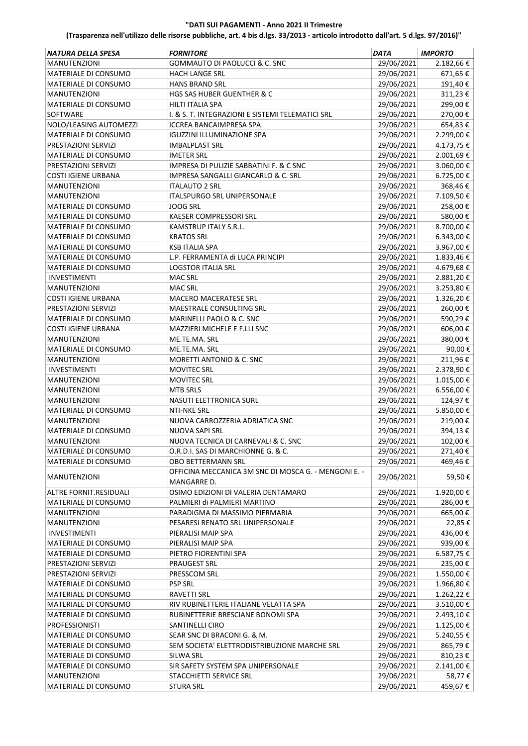**"DATI SUI PAGAMENTI - Anno 2021 II Trimestre**

**(Trasparenza nell'utilizzo delle risorse pubbliche, art. 4 bis d.lgs. 33/2013 - articolo introdotto dall'art. 5 d.lgs. 97/2016)"**

| *NATURA DELLA SPESA* | *FORNITORE* | *DATA* | *IMPORTO* |
|---|---|---|---|
| MANUTENZIONI | GOMMAUTO DI PAOLUCCI & C. SNC | 29/06/2021 | 2.182,66 € |
| MATERIALE DI CONSUMO | HACH LANGE SRL | 29/06/2021 | 671,65 € |
| MATERIALE DI CONSUMO | HANS BRAND SRL | 29/06/2021 | 191,40 € |
| MANUTENZIONI | HGS SAS HUBER GUENTHER & C | 29/06/2021 | 311,23 € |
| MATERIALE DI CONSUMO | HILTI ITALIA SPA | 29/06/2021 | 299,00 € |
| SOFTWARE | I. & S. T. INTEGRAZIONI E SISTEMI TELEMATICI SRL | 29/06/2021 | 270,00 € |
| NOLO/LEASING AUTOMEZZI | ICCREA BANCAIMPRESA SPA | 29/06/2021 | 654,83 € |
| MATERIALE DI CONSUMO | IGUZZINI ILLUMINAZIONE SPA | 29/06/2021 | 2.299,00 € |
| PRESTAZIONI SERVIZI | IMBALPLAST SRL | 29/06/2021 | 4.173,75 € |
| MATERIALE DI CONSUMO | IMETER SRL | 29/06/2021 | 2.001,69 € |
| PRESTAZIONI SERVIZI | IMPRESA DI PULIZIE SABBATINI F. & C SNC | 29/06/2021 | 3.060,00 € |
| COSTI IGIENE URBANA | IMPRESA SANGALLI GIANCARLO & C. SRL | 29/06/2021 | 6.725,00 € |
| MANUTENZIONI | ITALAUTO 2 SRL | 29/06/2021 | 368,46 € |
| MANUTENZIONI | ITALSPURGO SRL UNIPERSONALE | 29/06/2021 | 7.109,50 € |
| MATERIALE DI CONSUMO | JOOG SRL | 29/06/2021 | 258,00 € |
| MATERIALE DI CONSUMO | KAESER COMPRESSORI SRL | 29/06/2021 | 580,00 € |
| MATERIALE DI CONSUMO | KAMSTRUP ITALY S.R.L. | 29/06/2021 | 8.700,00 € |
| MATERIALE DI CONSUMO | KRATOS SRL | 29/06/2021 | 6.343,00 € |
| MATERIALE DI CONSUMO | KSB ITALIA SPA | 29/06/2021 | 3.967,00 € |
| MATERIALE DI CONSUMO | L.P. FERRAMENTA di LUCA PRINCIPI | 29/06/2021 | 1.833,46 € |
| MATERIALE DI CONSUMO | LOGSTOR ITALIA SRL | 29/06/2021 | 4.679,68 € |
| INVESTIMENTI | MAC SRL | 29/06/2021 | 2.881,20 € |
| MANUTENZIONI | MAC SRL | 29/06/2021 | 3.253,80 € |
| COSTI IGIENE URBANA | MACERO MACERATESE SRL | 29/06/2021 | 1.326,20 € |
| PRESTAZIONI SERVIZI | MAESTRALE CONSULTING SRL | 29/06/2021 | 260,00 € |
| MATERIALE DI CONSUMO | MARINELLI PAOLO & C. SNC | 29/06/2021 | 590,29 € |
| COSTI IGIENE URBANA | MAZZIERI MICHELE E F.LLI SNC | 29/06/2021 | 606,00 € |
| MANUTENZIONI | ME.TE.MA. SRL | 29/06/2021 | 380,00 € |
| MATERIALE DI CONSUMO | ME.TE.MA. SRL | 29/06/2021 | 90,00 € |
| MANUTENZIONI | MORETTI ANTONIO & C. SNC | 29/06/2021 | 211,96 € |
| INVESTIMENTI | MOVITEC SRL | 29/06/2021 | 2.378,90 € |
| MANUTENZIONI | MOVITEC SRL | 29/06/2021 | 1.015,00 € |
| MANUTENZIONI | MTB SRLS | 29/06/2021 | 6.556,00 € |
| MANUTENZIONI | NASUTI ELETTRONICA SURL | 29/06/2021 | 124,97 € |
| MATERIALE DI CONSUMO | NTI-NKE SRL | 29/06/2021 | 5.850,00 € |
| MANUTENZIONI | NUOVA CARROZZERIA ADRIATICA SNC | 29/06/2021 | 219,00 € |
| MATERIALE DI CONSUMO | NUOVA SAPI SRL | 29/06/2021 | 394,13 € |
| MANUTENZIONI | NUOVA TECNICA DI CARNEVALI & C. SNC | 29/06/2021 | 102,00 € |
| MATERIALE DI CONSUMO | O.R.D.I. SAS DI MARCHIONNE G. & C. | 29/06/2021 | 271,40 € |
| MATERIALE DI CONSUMO | OBO BETTERMANN SRL | 29/06/2021 | 469,46 € |
| MANUTENZIONI | OFFICINA MECCANICA 3M SNC DI MOSCA G. - MENGONI E. - MANGARRE D. | 29/06/2021 | 59,50 € |
| ALTRE FORNIT.RESIDUALI | OSIMO EDIZIONI DI VALERIA DENTAMARO | 29/06/2021 | 1.920,00 € |
| MATERIALE DI CONSUMO | PALMIERI di PALMIERI MARTINO | 29/06/2021 | 286,00 € |
| MANUTENZIONI | PARADIGMA DI MASSIMO PIERMARIA | 29/06/2021 | 665,00 € |
| MANUTENZIONI | PESARESI RENATO SRL UNIPERSONALE | 29/06/2021 | 22,85 € |
| INVESTIMENTI | PIERALISI MAIP SPA | 29/06/2021 | 436,00 € |
| MATERIALE DI CONSUMO | PIERALISI MAIP SPA | 29/06/2021 | 939,00 € |
| MATERIALE DI CONSUMO | PIETRO FIORENTINI SPA | 29/06/2021 | 6.587,75 € |
| PRESTAZIONI SERVIZI | PRAUGEST SRL | 29/06/2021 | 235,00 € |
| PRESTAZIONI SERVIZI | PRESSCOM SRL | 29/06/2021 | 1.550,00 € |
| MATERIALE DI CONSUMO | PSP SRL | 29/06/2021 | 1.966,80 € |
| MATERIALE DI CONSUMO | RAVETTI SRL | 29/06/2021 | 1.262,22 € |
| MATERIALE DI CONSUMO | RIV RUBINETTERIE ITALIANE VELATTA SPA | 29/06/2021 | 3.510,00 € |
| MATERIALE DI CONSUMO | RUBINETTERIE BRESCIANE BONOMI SPA | 29/06/2021 | 2.493,10 € |
| PROFESSIONISTI | SANTINELLI CIRO | 29/06/2021 | 1.125,00 € |
| MATERIALE DI CONSUMO | SEAR SNC DI BRACONI G. & M. | 29/06/2021 | 5.240,55 € |
| MATERIALE DI CONSUMO | SEM SOCIETA' ELETTRODISTRIBUZIONE MARCHE SRL | 29/06/2021 | 865,79 € |
| MATERIALE DI CONSUMO | SILWA SRL | 29/06/2021 | 810,23 € |
| MATERIALE DI CONSUMO | SIR SAFETY SYSTEM SPA UNIPERSONALE | 29/06/2021 | 2.141,00 € |
| MANUTENZIONI | STACCHIETTI SERVICE SRL | 29/06/2021 | 58,77 € |
| MATERIALE DI CONSUMO | STURA SRL | 29/06/2021 | 459,67 € |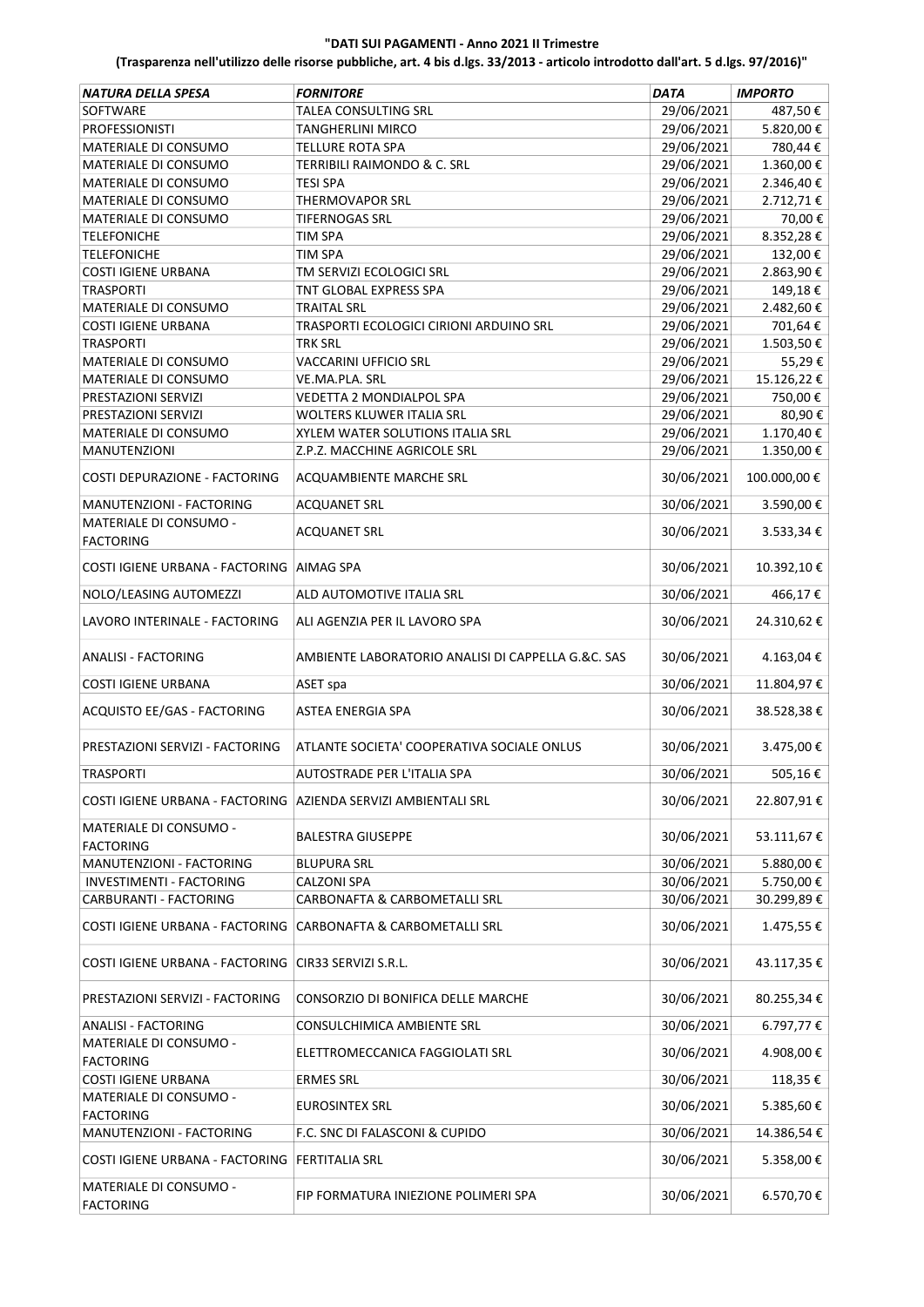**"DATI SUI PAGAMENTI - Anno 2021 II Trimestre**

**(Trasparenza nell'utilizzo delle risorse pubbliche, art. 4 bis d.lgs. 33/2013 - articolo introdotto dall'art. 5 d.lgs. 97/2016)"**

| *NATURA DELLA SPESA* | *FORNITORE* | *DATA* | *IMPORTO* |
|---|---|---|---|
| SOFTWARE | TALEA CONSULTING SRL | 29/06/2021 | 487,50 € |
| PROFESSIONISTI | TANGHERLINI MIRCO | 29/06/2021 | 5.820,00 € |
| MATERIALE DI CONSUMO | TELLURE ROTA SPA | 29/06/2021 | 780,44 € |
| MATERIALE DI CONSUMO | TERRIBILI RAIMONDO & C. SRL | 29/06/2021 | 1.360,00 € |
| MATERIALE DI CONSUMO | TESI SPA | 29/06/2021 | 2.346,40 € |
| MATERIALE DI CONSUMO | THERMOVAPOR SRL | 29/06/2021 | 2.712,71 € |
| MATERIALE DI CONSUMO | TIFERNOGAS SRL | 29/06/2021 | 70,00 € |
| TELEFONICHE | TIM SPA | 29/06/2021 | 8.352,28 € |
| TELEFONICHE | TIM SPA | 29/06/2021 | 132,00 € |
| COSTI IGIENE URBANA | TM SERVIZI ECOLOGICI SRL | 29/06/2021 | 2.863,90 € |
| TRASPORTI | TNT GLOBAL EXPRESS SPA | 29/06/2021 | 149,18 € |
| MATERIALE DI CONSUMO | TRAITAL SRL | 29/06/2021 | 2.482,60 € |
| COSTI IGIENE URBANA | TRASPORTI ECOLOGICI CIRIONI ARDUINO SRL | 29/06/2021 | 701,64 € |
| TRASPORTI | TRK SRL | 29/06/2021 | 1.503,50 € |
| MATERIALE DI CONSUMO | VACCARINI UFFICIO SRL | 29/06/2021 | 55,29 € |
| MATERIALE DI CONSUMO | VE.MA.PLA. SRL | 29/06/2021 | 15.126,22 € |
| PRESTAZIONI SERVIZI | VEDETTA 2 MONDIALPOL SPA | 29/06/2021 | 750,00 € |
| PRESTAZIONI SERVIZI | WOLTERS KLUWER ITALIA SRL | 29/06/2021 | 80,90 € |
| MATERIALE DI CONSUMO | XYLEM WATER SOLUTIONS ITALIA SRL | 29/06/2021 | 1.170,40 € |
| MANUTENZIONI | Z.P.Z. MACCHINE AGRICOLE SRL | 29/06/2021 | 1.350,00 € |
| COSTI DEPURAZIONE - FACTORING | ACQUAMBIENTE MARCHE SRL | 30/06/2021 | 100.000,00 € |
| MANUTENZIONI - FACTORING | ACQUANET SRL | 30/06/2021 | 3.590,00 € |
| MATERIALE DI CONSUMO - FACTORING | ACQUANET SRL | 30/06/2021 | 3.533,34 € |
| COSTI IGIENE URBANA - FACTORING | AIMAG SPA | 30/06/2021 | 10.392,10 € |
| NOLO/LEASING AUTOMEZZI | ALD AUTOMOTIVE ITALIA SRL | 30/06/2021 | 466,17 € |
| LAVORO INTERINALE - FACTORING | ALI AGENZIA PER IL LAVORO SPA | 30/06/2021 | 24.310,62 € |
| ANALISI - FACTORING | AMBIENTE LABORATORIO ANALISI DI CAPPELLA G.&C. SAS | 30/06/2021 | 4.163,04 € |
| COSTI IGIENE URBANA | ASET spa | 30/06/2021 | 11.804,97 € |
| ACQUISTO EE/GAS - FACTORING | ASTEA ENERGIA SPA | 30/06/2021 | 38.528,38 € |
| PRESTAZIONI SERVIZI - FACTORING | ATLANTE SOCIETA' COOPERATIVA SOCIALE ONLUS | 30/06/2021 | 3.475,00 € |
| TRASPORTI | AUTOSTRADE PER L'ITALIA SPA | 30/06/2021 | 505,16 € |
| COSTI IGIENE URBANA - FACTORING | AZIENDA SERVIZI AMBIENTALI SRL | 30/06/2021 | 22.807,91 € |
| MATERIALE DI CONSUMO - FACTORING | BALESTRA GIUSEPPE | 30/06/2021 | 53.111,67 € |
| MANUTENZIONI - FACTORING | BLUPURA SRL | 30/06/2021 | 5.880,00 € |
| INVESTIMENTI - FACTORING | CALZONI SPA | 30/06/2021 | 5.750,00 € |
| CARBURANTI - FACTORING | CARBONAFTA & CARBOMETALLI SRL | 30/06/2021 | 30.299,89 € |
| COSTI IGIENE URBANA - FACTORING | CARBONAFTA & CARBOMETALLI SRL | 30/06/2021 | 1.475,55 € |
| COSTI IGIENE URBANA - FACTORING | CIR33 SERVIZI S.R.L. | 30/06/2021 | 43.117,35 € |
| PRESTAZIONI SERVIZI - FACTORING | CONSORZIO DI BONIFICA DELLE MARCHE | 30/06/2021 | 80.255,34 € |
| ANALISI - FACTORING | CONSULCHIMICA AMBIENTE SRL | 30/06/2021 | 6.797,77 € |
| MATERIALE DI CONSUMO - FACTORING | ELETTROMECCANICA FAGGIOLATI SRL | 30/06/2021 | 4.908,00 € |
| COSTI IGIENE URBANA | ERMES SRL | 30/06/2021 | 118,35 € |
| MATERIALE DI CONSUMO - FACTORING | EUROSINTEX SRL | 30/06/2021 | 5.385,60 € |
| MANUTENZIONI - FACTORING | F.C. SNC DI FALASCONI & CUPIDO | 30/06/2021 | 14.386,54 € |
| COSTI IGIENE URBANA - FACTORING | FERTITALIA SRL | 30/06/2021 | 5.358,00 € |
| MATERIALE DI CONSUMO - FACTORING | FIP FORMATURA INIEZIONE POLIMERI SPA | 30/06/2021 | 6.570,70 € |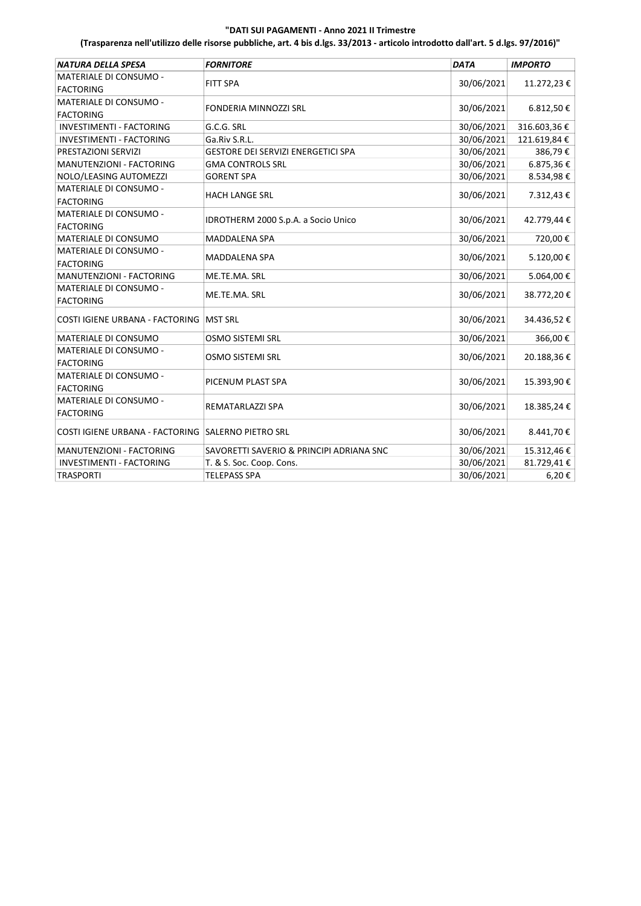**"DATI SUI PAGAMENTI - Anno 2021 II Trimestre**

**(Trasparenza nell'utilizzo delle risorse pubbliche, art. 4 bis d.lgs. 33/2013 - articolo introdotto dall'art. 5 d.lgs. 97/2016)"**

| *NATURA DELLA SPESA* | *FORNITORE* | *DATA* | *IMPORTO* |
|---|---|---|---|
| MATERIALE DI CONSUMO - FACTORING | FITT SPA | 30/06/2021 | 11.272,23 € |
| MATERIALE DI CONSUMO - FACTORING | FONDERIA MINNOZZI SRL | 30/06/2021 | 6.812,50 € |
| INVESTIMENTI - FACTORING | G.C.G. SRL | 30/06/2021 | 316.603,36 € |
| INVESTIMENTI - FACTORING | Ga.Riv S.R.L. | 30/06/2021 | 121.619,84 € |
| PRESTAZIONI SERVIZI | GESTORE DEI SERVIZI ENERGETICI SPA | 30/06/2021 | 386,79 € |
| MANUTENZIONI - FACTORING | GMA CONTROLS SRL | 30/06/2021 | 6.875,36 € |
| NOLO/LEASING AUTOMEZZI | GORENT SPA | 30/06/2021 | 8.534,98 € |
| MATERIALE DI CONSUMO - FACTORING | HACH LANGE SRL | 30/06/2021 | 7.312,43 € |
| MATERIALE DI CONSUMO - FACTORING | IDROTHERM 2000 S.p.A. a Socio Unico | 30/06/2021 | 42.779,44 € |
| MATERIALE DI CONSUMO | MADDALENA SPA | 30/06/2021 | 720,00 € |
| MATERIALE DI CONSUMO - FACTORING | MADDALENA SPA | 30/06/2021 | 5.120,00 € |
| MANUTENZIONI - FACTORING | ME.TE.MA. SRL | 30/06/2021 | 5.064,00 € |
| MATERIALE DI CONSUMO - FACTORING | ME.TE.MA. SRL | 30/06/2021 | 38.772,20 € |
| COSTI IGIENE URBANA - FACTORING | MST SRL | 30/06/2021 | 34.436,52 € |
| MATERIALE DI CONSUMO | OSMO SISTEMI SRL | 30/06/2021 | 366,00 € |
| MATERIALE DI CONSUMO - FACTORING | OSMO SISTEMI SRL | 30/06/2021 | 20.188,36 € |
| MATERIALE DI CONSUMO - FACTORING | PICENUM PLAST SPA | 30/06/2021 | 15.393,90 € |
| MATERIALE DI CONSUMO - FACTORING | REMATARLAZZI SPA | 30/06/2021 | 18.385,24 € |
| COSTI IGIENE URBANA - FACTORING | SALERNO PIETRO SRL | 30/06/2021 | 8.441,70 € |
| MANUTENZIONI - FACTORING | SAVORETTI SAVERIO & PRINCIPI ADRIANA SNC | 30/06/2021 | 15.312,46 € |
| INVESTIMENTI - FACTORING | T. & S. Soc. Coop. Cons. | 30/06/2021 | 81.729,41 € |
| TRASPORTI | TELEPASS SPA | 30/06/2021 | 6,20 € |